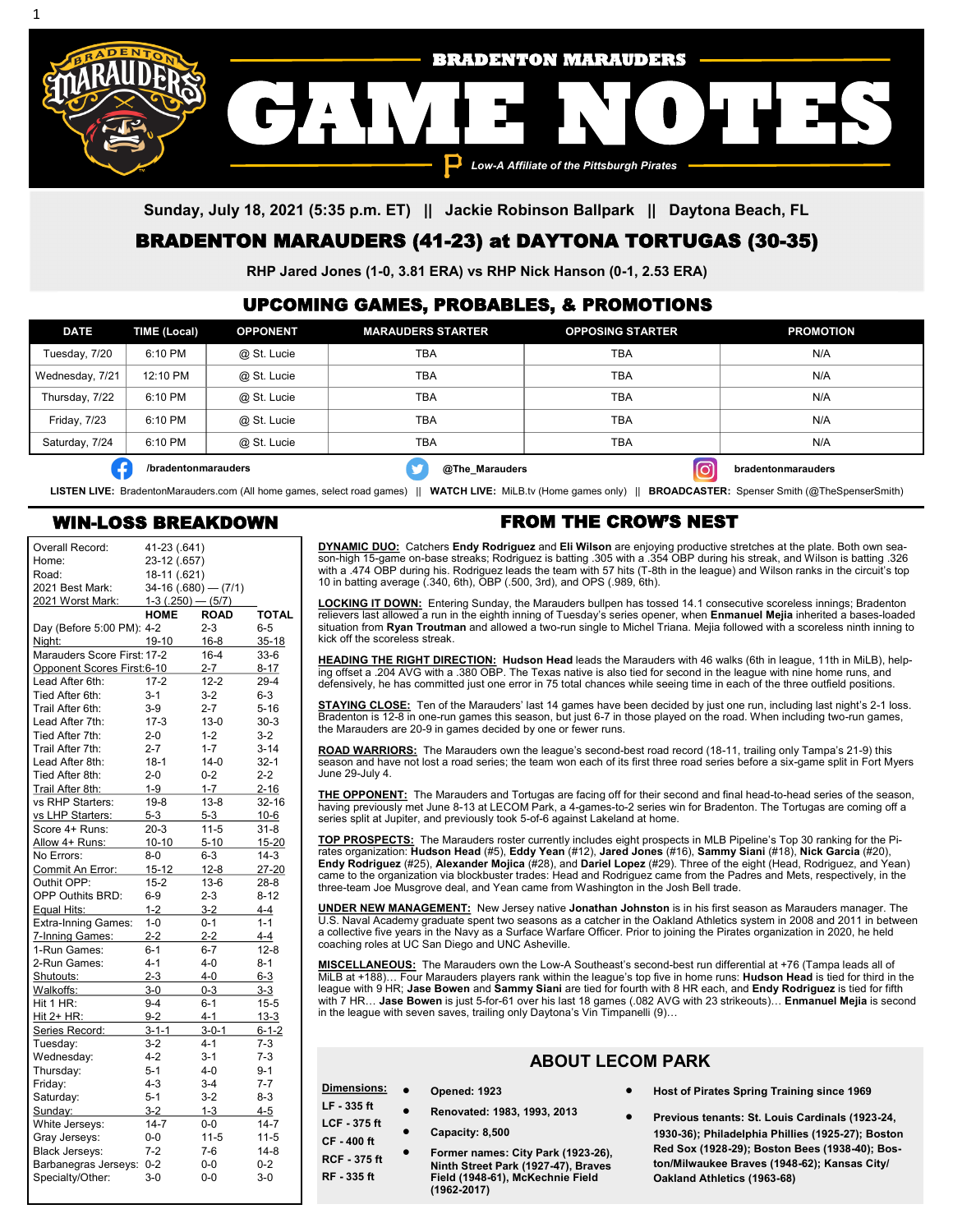# BRADENTON MARAUDERS GAME NOTES

*Low-A Affiliate of the Pittsburgh Pirates*

**Sunday, July 18, 2021 (5:35 p.m. ET) || Jackie Robinson Ballpark || Daytona Beach, FL**

## BRADENTON MARAUDERS (41-23) at DAYTONA TORTUGAS (30-35)

**RHP Jared Jones (1-0, 3.81 ERA) vs RHP Nick Hanson (0-1, 2.53 ERA)**

## UPCOMING GAMES, PROBABLES, & PROMOTIONS

| DATE | TIME (Local) | OPPONENT | MARAUDERS STARTER | OPPOSING STARTER | PROMOTION |
|---|---|---|---|---|---|
| Tuesday, 7/20 | 6:10 PM | @ St. Lucie | TBA | TBA | N/A |
| Wednesday, 7/21 | 12:10 PM | @ St. Lucie | TBA | TBA | N/A |
| Thursday, 7/22 | 6:10 PM | @ St. Lucie | TBA | TBA | N/A |
| Friday, 7/23 | 6:10 PM | @ St. Lucie | TBA | TBA | N/A |
| Saturday, 7/24 | 6:10 PM | @ St. Lucie | TBA | TBA | N/A |

/bradentonmarauders @The_Marauders bradentonmarauders

**LISTEN LIVE:** BradentonMarauders.com (All home games, select road games) || **WATCH LIVE:** MiLB.tv (Home games only) || **BROADCASTER:** Spenser Smith (@TheSpenserSmith)

## WIN-LOSS BREAKDOWN

| | | | |
|---|---|---|---|
| Overall Record: | 41-23 (.641) | | |
| Home: | 23-12 (.657) | | |
| Road: | 18-11 (.621) | | |
| 2021 Best Mark: | 34-16 (.680) — (7/1) | | |
| 2021 Worst Mark: | 1-3 (.250) — (5/7) | | |
| | **HOME** | **ROAD** | **TOTAL** |
| Day (Before 5:00 PM): | 4-2 | 2-3 | 6-5 |
| Night: | 19-10 | 16-8 | 35-18 |
| Marauders Score First: | 17-2 | 16-4 | 33-6 |
| Opponent Scores First: | 6-10 | 2-7 | 8-17 |
| Lead After 6th: | 17-2 | 12-2 | 29-4 |
| Tied After 6th: | 3-1 | 3-2 | 6-3 |
| Trail After 6th: | 3-9 | 2-7 | 5-16 |
| Lead After 7th: | 17-3 | 13-0 | 30-3 |
| Tied After 7th: | 2-0 | 1-2 | 3-2 |
| Trail After 7th: | 2-7 | 1-7 | 3-14 |
| Lead After 8th: | 18-1 | 14-0 | 32-1 |
| Tied After 8th: | 2-0 | 0-2 | 2-2 |
| Trail After 8th: | 1-9 | 1-7 | 2-16 |
| vs RHP Starters: | 19-8 | 13-8 | 32-16 |
| vs LHP Starters: | 5-3 | 5-3 | 10-6 |
| Score 4+ Runs: | 20-3 | 11-5 | 31-8 |
| Allow 4+ Runs: | 10-10 | 5-10 | 15-20 |
| No Errors: | 8-0 | 6-3 | 14-3 |
| Commit An Error: | 15-12 | 12-8 | 27-20 |
| Outhit OPP: | 15-2 | 13-6 | 28-8 |
| OPP Outhits BRD: | 6-9 | 2-3 | 8-12 |
| Equal Hits: | 1-2 | 3-2 | 4-4 |
| Extra-Inning Games: | 1-0 | 0-1 | 1-1 |
| 7-Inning Games: | 2-2 | 2-2 | 4-4 |
| 1-Run Games: | 6-1 | 6-7 | 12-8 |
| 2-Run Games: | 4-1 | 4-0 | 8-1 |
| Shutouts: | 2-3 | 4-0 | 6-3 |
| Walkoffs: | 3-0 | 0-3 | 3-3 |
| Hit 1 HR: | 9-4 | 6-1 | 15-5 |
| Hit 2+ HR: | 9-2 | 4-1 | 13-3 |
| Series Record: | 3-1-1 | 3-0-1 | 6-1-2 |
| Tuesday: | 3-2 | 4-1 | 7-3 |
| Wednesday: | 4-2 | 3-1 | 7-3 |
| Thursday: | 5-1 | 4-0 | 9-1 |
| Friday: | 4-3 | 3-4 | 7-7 |
| Saturday: | 5-1 | 3-2 | 8-3 |
| Sunday: | 3-2 | 1-3 | 4-5 |
| White Jerseys: | 14-7 | 0-0 | 14-7 |
| Gray Jerseys: | 0-0 | 11-5 | 11-5 |
| Black Jerseys: | 7-2 | 7-6 | 14-8 |
| Barbanegras Jerseys: | 0-2 | 0-0 | 0-2 |
| Specialty/Other: | 3-0 | 0-0 | 3-0 |

## FROM THE CROW'S NEST

**DYNAMIC DUO:** Catchers **Endy Rodriguez** and **Eli Wilson** are enjoying productive stretches at the plate. Both own season-high 15-game on-base streaks; Rodriguez is batting .305 with a .354 OBP during his streak, and Wilson is batting .326 with a .474 OBP during his. Rodriguez leads the team with 57 hits (T-8th in the league) and Wilson ranks in the circuit's top 10 in batting average (.340, 6th), OBP (.500, 3rd), and OPS (.989, 6th).

**LOCKING IT DOWN:** Entering Sunday, the Marauders bullpen has tossed 14.1 consecutive scoreless innings; Bradenton relievers last allowed a run in the eighth inning of Tuesday's series opener, when **Enmanuel Mejia** inherited a bases-loaded situation from **Ryan Troutman** and allowed a two-run single to Michel Triana. Mejia followed with a scoreless ninth inning to kick off the scoreless streak.

**HEADING THE RIGHT DIRECTION:** **Hudson Head** leads the Marauders with 46 walks (6th in league, 11th in MiLB), helping offset a .204 AVG with a .380 OBP. The Texas native is also tied for second in the league with nine home runs, and defensively, he has committed just one error in 75 total chances while seeing time in each of the three outfield positions.

**STAYING CLOSE:** Ten of the Marauders' last 14 games have been decided by just one run, including last night's 2-1 loss. Bradenton is 12-8 in one-run games this season, but just 6-7 in those played on the road. When including two-run games, the Marauders are 20-9 in games decided by one or fewer runs.

**ROAD WARRIORS:** The Marauders own the league's second-best road record (18-11, trailing only Tampa's 21-9) this season and have not lost a road series; the team won each of its first three road series before a six-game split in Fort Myers June 29-July 4.

**THE OPPONENT:** The Marauders and Tortugas are facing off for their second and final head-to-head series of the season, having previously met June 8-13 at LECOM Park, a 4-games-to-2 series win for Bradenton. The Tortugas are coming off a series split at Jupiter, and previously took 5-of-6 against Lakeland at home.

**TOP PROSPECTS:** The Marauders roster currently includes eight prospects in MLB Pipeline's Top 30 ranking for the Pirates organization: **Hudson Head** (#5), **Eddy Yean** (#12), **Jared Jones** (#16), **Sammy Siani** (#18), **Nick Garcia** (#20), **Endy Rodriguez** (#25), **Alexander Mojica** (#28), and **Dariel Lopez** (#29). Three of the eight (Head, Rodriguez, and Yean) came to the organization via blockbuster trades: Head and Rodriguez came from the Padres and Mets, respectively, in the three-team Joe Musgrove deal, and Yean came from Washington in the Josh Bell trade.

**UNDER NEW MANAGEMENT:** New Jersey native **Jonathan Johnston** is in his first season as Marauders manager. The U.S. Naval Academy graduate spent two seasons as a catcher in the Oakland Athletics system in 2008 and 2011 in between a collective five years in the Navy as a Surface Warfare Officer. Prior to joining the Pirates organization in 2020, he held coaching roles at UC San Diego and UNC Asheville.

**MISCELLANEOUS:** The Marauders own the Low-A Southeast's second-best run differential at +76 (Tampa leads all of MiLB at +188)… Four Marauders players rank within the league's top five in home runs: **Hudson Head** is tied for third in the league with 9 HR; **Jase Bowen** and **Sammy Siani** are tied for fourth with 8 HR each, and **Endy Rodriguez** is tied for fifth with 7 HR… **Jase Bowen** is just 5-for-61 over his last 18 games (.082 AVG with 23 strikeouts)… **Enmanuel Mejia** is second in the league with seven saves, trailing only Daytona's Vin Timpanelli (9)…

## ABOUT LECOM PARK

**Dimensions:**
- **LF - 335 ft**
- **LCF - 375 ft**
- **CF - 400 ft**
- **RCF - 375 ft**
- **RF - 335 ft**

- **Opened: 1923**
- **Renovated: 1983, 1993, 2013**
- **Capacity: 8,500**
- **Former names: City Park (1923-26), Ninth Street Park (1927-47), Braves Field (1948-61), McKechnie Field (1962-2017)**
- **Host of Pirates Spring Training since 1969**
- **Previous tenants: St. Louis Cardinals (1923-24, 1930-36); Philadelphia Phillies (1925-27); Boston Red Sox (1928-29); Boston Bees (1938-40); Boston/Milwaukee Braves (1948-62); Kansas City/Oakland Athletics (1963-68)**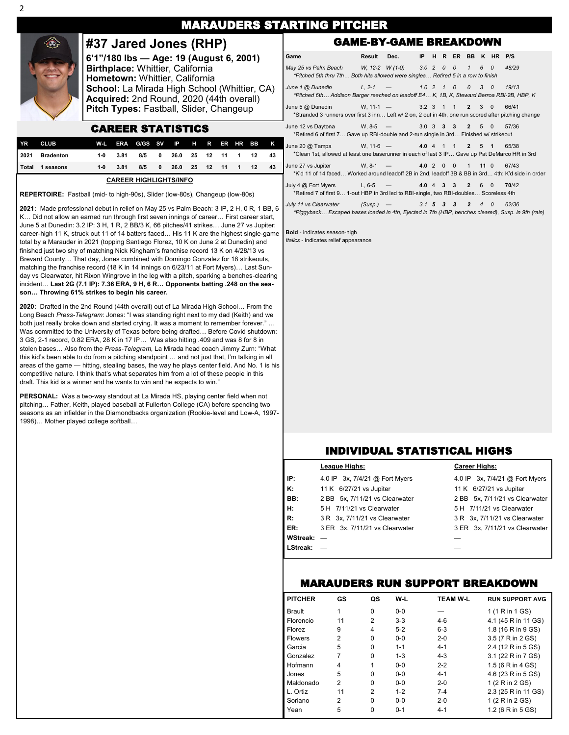# MARAUDERS STARTING PITCHER

## #37 Jared Jones (RHP)

**6'1"/180 lbs — Age: 19 (August 6, 2001)**
**Birthplace:** Whittier, California
**Hometown:** Whittier, California
**School:** La Mirada High School (Whittier, CA)
**Acquired:** 2nd Round, 2020 (44th overall)
**Pitch Types:** Fastball, Slider, Changeup

## CAREER STATISTICS

| YR | CLUB | W-L | ERA | G/GS | SV | IP | H | R | ER | HR | BB | K |
|---|---|---|---|---|---|---|---|---|---|---|---|---|
| 2021 | Bradenton | 1-0 | 3.81 | 8/5 | 0 | 26.0 | 25 | 12 | 11 | 1 | 12 | 43 |
| Total | 1 seasons | 1-0 | 3.81 | 8/5 | 0 | 26.0 | 25 | 12 | 11 | 1 | 12 | 43 |

### CAREER HIGHLIGHTS/INFO

**REPERTOIRE:** Fastball (mid- to high-90s), Slider (low-80s), Changeup (low-80s)

**2021:** Made professional debut in relief on May 25 vs Palm Beach: 3 IP, 2 H, 0 R, 1 BB, 6 K… Did not allow an earned run through first seven innings of career… First career start, June 5 at Dunedin: 3.2 IP: 3 H, 1 R, 2 BB/3 K, 66 pitches/41 strikes… June 27 vs Jupiter: career-high 11 K, struck out 11 of 14 batters faced… His 11 K are the highest single-game total by a Marauder in 2021 (topping Santiago Florez, 10 K on June 2 at Dunedin) and finished just two shy of matching Nick Kingham's franchise record 13 K on 4/28/13 vs Brevard County… That day, Jones combined with Domingo Gonzalez for 18 strikeouts, matching the franchise record (18 K in 14 innings on 6/23/11 at Fort Myers)… Last Sunday vs Clearwater, hit Rixon Wingrove in the leg with a pitch, sparking a benches-clearing incident… **Last 2G (7.1 IP): 7.36 ERA, 9 H, 6 R… Opponents batting .248 on the season… Throwing 61% strikes to begin his career.**

**2020:** Drafted in the 2nd Round (44th overall) out of La Mirada High School… From the Long Beach *Press-Telegram*: Jones: "I was standing right next to my dad (Keith) and we both just really broke down and started crying. It was a moment to remember forever." … Was committed to the University of Texas before being drafted… Before Covid shutdown: 3 GS, 2-1 record, 0.82 ERA, 28 K in 17 IP… Was also hitting .409 and was 8 for 8 in stolen bases… Also from the *Press-Telegram*, La Mirada head coach Jimmy Zurn: "What this kid's been able to do from a pitching standpoint … and not just that, I'm talking in all areas of the game — hitting, stealing bases, the way he plays center field. And No. 1 is his competitive nature. I think that's what separates him from a lot of these people in this draft. This kid is a winner and he wants to win and he expects to win."

**PERSONAL:** Was a two-way standout at La Mirada HS, playing center field when not pitching… Father, Keith, played baseball at Fullerton College (CA) before spending two seasons as an infielder in the Diamondbacks organization (Rookie-level and Low-A, 1997-1998)… Mother played college softball…

## GAME-BY-GAME BREAKDOWN

| Game | Result | Dec. | IP | H | R | ER | BB | K | HR | P/S |
|---|---|---|---|---|---|---|---|---|---|---|
| *May 25 vs Palm Beach* | *W, 12-2* | *W (1-0)* | *3.0* | *2* | *0* | *0* | *1* | *6* | *0* | *48/29* |
| *\*Pitched 5th thru 7th… Both hits allowed were singles… Retired 5 in a row to finish* | | | | | | | | | | |
| *June 1 @ Dunedin* | *L, 2-1* | *—* | *1.0* | *2* | *1* | *0* | *0* | *3* | *0* | *19/13* |
| *\*Pitched 6th… Addison Barger reached on leadoff E4… K, 1B, K, Steward Berroa RBI-2B, HBP, K* | | | | | | | | | | |
| June 5 @ Dunedin | W, 11-1 | — | 3.2 | 3 | 1 | 1 | **2** | 3 | 0 | 66/41 |
| \*Stranded 3 runners over first 3 inn… Left w/ 2 on, 2 out in 4th, one run scored after pitching change | | | | | | | | | | |
| June 12 vs Daytona | W, 8-5 | — | 3.0 | 3 | **3** | **3** | **2** | 5 | 0 | 57/36 |
| \*Retired 6 of first 7… Gave up RBI-double and 2-run single in 3rd… Finished w/ strikeout | | | | | | | | | | |
| June 20 @ Tampa | W, 11-6 | — | **4.0** | 4 | 1 | 1 | **2** | 5 | **1** | 65/38 |
| \*Clean 1st, allowed at least one baserunner in each of last 3 IP… Gave up Pat DeMarco HR in 3rd | | | | | | | | | | |
| June 27 vs Jupiter | W, 8-1 | — | **4.0** | 2 | 0 | 0 | 1 | **11** | 0 | 67/43 |
| \*K'd 11 of 14 faced… Worked around leadoff 2B in 2nd, leadoff 3B & BB in 3rd… 4th: K'd side in order | | | | | | | | | | |
| July 4 @ Fort Myers | L, 6-5 | — | **4.0** | 4 | **3** | **3** | **2** | 6 | 0 | **70**/42 |
| \*Retired 7 of first 9… 1-out HBP in 3rd led to RBI-single, two RBI-doubles… Scoreless 4th | | | | | | | | | | |
| *July 11 vs Clearwater* | *(Susp.)* | *—* | *3.1* | ***5*** | ***3*** | ***3*** | ***2*** | *4* | *0* | *62/36* |
| *\*Piggyback… Escaped bases loaded in 4th, Ejected in 7th (HBP, benches cleared), Susp. in 9th (rain)* | | | | | | | | | | |

**Bold** - indicates season-high
*Italics* - indicates relief appearance

## INDIVIDUAL STATISTICAL HIGHS

| | League Highs: | Career Highs: |
|---|---|---|
| IP: | 4.0 IP 3x, 7/4/21 @ Fort Myers | 4.0 IP 3x, 7/4/21 @ Fort Myers |
| K: | 11 K 6/27/21 vs Jupiter | 11 K 6/27/21 vs Jupiter |
| BB: | 2 BB 5x, 7/11/21 vs Clearwater | 2 BB 5x, 7/11/21 vs Clearwater |
| H: | 5 H 7/11/21 vs Clearwater | 5 H 7/11/21 vs Clearwater |
| R: | 3 R 3x, 7/11/21 vs Clearwater | 3 R 3x, 7/11/21 vs Clearwater |
| ER: | 3 ER 3x, 7/11/21 vs Clearwater | 3 ER 3x, 7/11/21 vs Clearwater |
| WStreak: | — | — |
| LStreak: | — | — |

## MARAUDERS RUN SUPPORT BREAKDOWN

| PITCHER | GS | QS | W-L | TEAM W-L | RUN SUPPORT AVG |
|---|---|---|---|---|---|
| Brault | 1 | 0 | 0-0 | — | 1 (1 R in 1 GS) |
| Florencio | 11 | 2 | 3-3 | 4-6 | 4.1 (45 R in 11 GS) |
| Florez | 9 | 4 | 5-2 | 6-3 | 1.8 (16 R in 9 GS) |
| Flowers | 2 | 0 | 0-0 | 2-0 | 3.5 (7 R in 2 GS) |
| Garcia | 5 | 0 | 1-1 | 4-1 | 2.4 (12 R in 5 GS) |
| Gonzalez | 7 | 0 | 1-3 | 4-3 | 3.1 (22 R in 7 GS) |
| Hofmann | 4 | 1 | 0-0 | 2-2 | 1.5 (6 R in 4 GS) |
| Jones | 5 | 0 | 0-0 | 4-1 | 4.6 (23 R in 5 GS) |
| Maldonado | 2 | 0 | 0-0 | 2-0 | 1 (2 R in 2 GS) |
| L. Ortiz | 11 | 2 | 1-2 | 7-4 | 2.3 (25 R in 11 GS) |
| Soriano | 2 | 0 | 0-0 | 2-0 | 1 (2 R in 2 GS) |
| Yean | 5 | 0 | 0-1 | 4-1 | 1.2 (6 R in 5 GS) |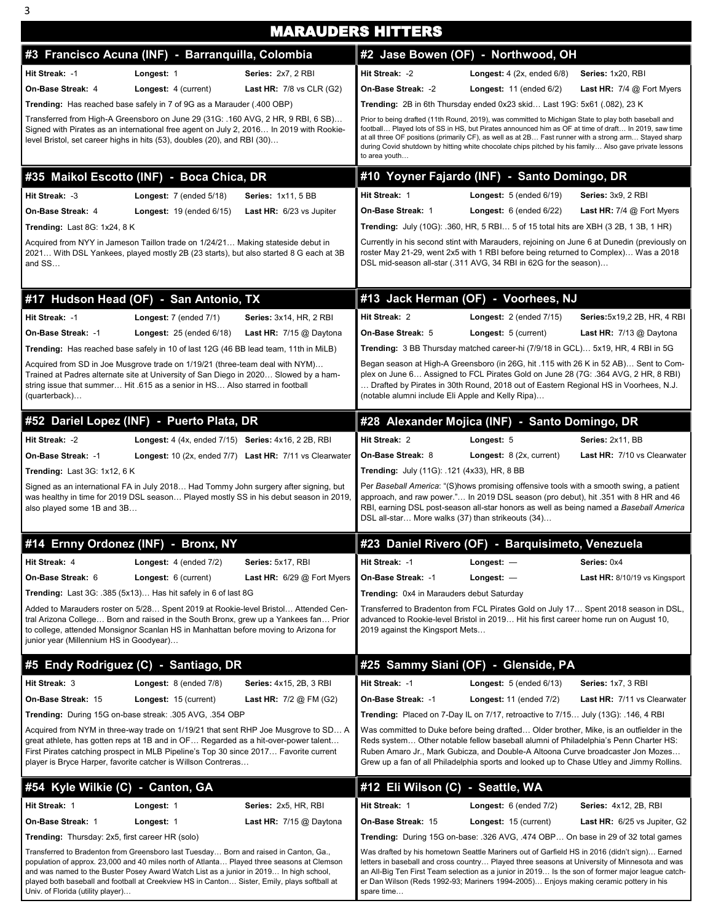# MARAUDERS HITTERS

## #3 Francisco Acuna (INF) - Barranquilla, Colombia

| | | |
|---|---|---|
| **Hit Streak:** -1 | **Longest:** 1 | **Series:** 2x7, 2 RBI |
| **On-Base Streak:** 4 | **Longest:** 4 (current) | **Last HR:** 7/8 vs CLR (G2) |

**Trending:** Has reached base safely in 7 of 9G as a Marauder (.400 OBP)

Transferred from High-A Greensboro on June 29 (31G: .160 AVG, 2 HR, 9 RBI, 6 SB)… Signed with Pirates as an international free agent on July 2, 2016… In 2019 with Rookie-level Bristol, set career highs in hits (53), doubles (20), and RBI (30)…

## #2 Jase Bowen (OF) - Northwood, OH

| | | |
|---|---|---|
| **Hit Streak:** -2 | **Longest:** 4 (2x, ended 6/8) | **Series:** 1x20, RBI |
| **On-Base Streak:** -2 | **Longest:** 11 (ended 6/2) | **Last HR:** 7/4 @ Fort Myers |

**Trending:** 2B in 6th Thursday ended 0x23 skid… Last 19G: 5x61 (.082), 23 K

Prior to being drafted (11th Round, 2019), was committed to Michigan State to play both baseball and football… Played lots of SS in HS, but Pirates announced him as OF at time of draft… In 2019, saw time at all three OF positions (primarily CF), as well as at 2B… Fast runner with a strong arm… Stayed sharp during Covid shutdown by hitting white chocolate chips pitched by his family… Also gave private lessons to area youth…

## #35 Maikol Escotto (INF) - Boca Chica, DR

| | | |
|---|---|---|
| **Hit Streak:** -3 | **Longest:** 7 (ended 5/18) | **Series:** 1x11, 5 BB |
| **On-Base Streak:** 4 | **Longest:** 19 (ended 6/15) | **Last HR:** 6/23 vs Jupiter |

**Trending:** Last 8G: 1x24, 8 K

Acquired from NYY in Jameson Taillon trade on 1/24/21… Making stateside debut in 2021… With DSL Yankees, played mostly 2B (23 starts), but also started 8 G each at 3B and SS…

## #10 Yoyner Fajardo (INF) - Santo Domingo, DR

| | | |
|---|---|---|
| **Hit Streak:** 1 | **Longest:** 5 (ended 6/19) | **Series:** 3x9, 2 RBI |
| **On-Base Streak:** 1 | **Longest:** 6 (ended 6/22) | **Last HR:** 7/4 @ Fort Myers |

**Trending:** July (10G): .360, HR, 5 RBI… 5 of 15 total hits are XBH (3 2B, 1 3B, 1 HR)

Currently in his second stint with Marauders, rejoining on June 6 at Dunedin (previously on roster May 21-29, went 2x5 with 1 RBI before being returned to Complex)… Was a 2018 DSL mid-season all-star (.311 AVG, 34 RBI in 62G for the season)…

## #17 Hudson Head (OF) - San Antonio, TX

| | | |
|---|---|---|
| **Hit Streak:** -1 | **Longest:** 7 (ended 7/1) | **Series:** 3x14, HR, 2 RBI |
| **On-Base Streak:** -1 | **Longest:** 25 (ended 6/18) | **Last HR:** 7/15 @ Daytona |

**Trending:** Has reached base safely in 10 of last 12G (46 BB lead team, 11th in MiLB)

Acquired from SD in Joe Musgrove trade on 1/19/21 (three-team deal with NYM)… Trained at Padres alternate site at University of San Diego in 2020… Slowed by a hamstring issue that summer… Hit .615 as a senior in HS… Also starred in football (quarterback)…

## #13 Jack Herman (OF) - Voorhees, NJ

| | | |
|---|---|---|
| **Hit Streak:** 2 | **Longest:** 2 (ended 7/15) | **Series:** 5x19, 2 2B, HR, 4 RBI |
| **On-Base Streak:** 5 | **Longest:** 5 (current) | **Last HR:** 7/13 @ Daytona |

**Trending:** 3 BB Thursday matched career-hi (7/9/18 in GCL)… 5x19, HR, 4 RBI in 5G

Began season at High-A Greensboro (in 26G, hit .115 with 26 K in 52 AB)… Sent to Complex on June 6… Assigned to FCL Pirates Gold on June 28 (7G: .364 AVG, 2 HR, 8 RBI) … Drafted by Pirates in 30th Round, 2018 out of Eastern Regional HS in Voorhees, N.J. (notable alumni include Eli Apple and Kelly Ripa)…

## #52 Dariel Lopez (INF) - Puerto Plata, DR

| | | |
|---|---|---|
| **Hit Streak:** -2 | **Longest:** 4 (4x, ended 7/15) | **Series:** 4x16, 2 2B, RBI |
| **On-Base Streak:** -1 | **Longest:** 10 (2x, ended 7/7) | **Last HR:** 7/11 vs Clearwater |

**Trending:** Last 3G: 1x12, 6 K

Signed as an international FA in July 2018… Had Tommy John surgery after signing, but was healthy in time for 2019 DSL season… Played mostly SS in his debut season in 2019, also played some 1B and 3B…

## #28 Alexander Mojica (INF) - Santo Domingo, DR

| | | |
|---|---|---|
| **Hit Streak:** 2 | **Longest:** 5 | **Series:** 2x11, BB |
| **On-Base Streak:** 8 | **Longest:** 8 (2x, current) | **Last HR:** 7/10 vs Clearwater |

**Trending:** July (11G): .121 (4x33), HR, 8 BB

Per *Baseball America*: "(S)hows promising offensive tools with a smooth swing, a patient approach, and raw power."… In 2019 DSL season (pro debut), hit .351 with 8 HR and 46 RBI, earning DSL post-season all-star honors as well as being named a *Baseball America* DSL all-star… More walks (37) than strikeouts (34)…

## #14 Ernny Ordonez (INF) - Bronx, NY

| | | |
|---|---|---|
| **Hit Streak:** 4 | **Longest:** 4 (ended 7/2) | **Series:** 5x17, RBI |
| **On-Base Streak:** 6 | **Longest:** 6 (current) | **Last HR:** 6/29 @ Fort Myers |

**Trending:** Last 3G: .385 (5x13)… Has hit safely in 6 of last 8G

Added to Marauders roster on 5/28… Spent 2019 at Rookie-level Bristol… Attended Central Arizona College… Born and raised in the South Bronx, grew up a Yankees fan… Prior to college, attended Monsignor Scanlan HS in Manhattan before moving to Arizona for junior year (Millennium HS in Goodyear)…

## #23 Daniel Rivero (OF) - Barquisimeto, Venezuela

| | | |
|---|---|---|
| **Hit Streak:** -1 | **Longest:** — | **Series:** 0x4 |
| **On-Base Streak:** -1 | **Longest:** — | **Last HR:** 8/10/19 vs Kingsport |

**Trending:** 0x4 in Marauders debut Saturday

Transferred to Bradenton from FCL Pirates Gold on July 17… Spent 2018 season in DSL, advanced to Rookie-level Bristol in 2019… Hit his first career home run on August 10, 2019 against the Kingsport Mets…

## #5 Endy Rodriguez (C) - Santiago, DR

| | | |
|---|---|---|
| **Hit Streak:** 3 | **Longest:** 8 (ended 7/8) | **Series:** 4x15, 2B, 3 RBI |
| **On-Base Streak:** 15 | **Longest:** 15 (current) | **Last HR:** 7/2 @ FM (G2) |

**Trending:** During 15G on-base streak: .305 AVG, .354 OBP

Acquired from NYM in three-way trade on 1/19/21 that sent RHP Joe Musgrove to SD… A great athlete, has gotten reps at 1B and in OF… Regarded as a hit-over-power talent… First Pirates catching prospect in MLB Pipeline's Top 30 since 2017… Favorite current player is Bryce Harper, favorite catcher is Willson Contreras…

## #25 Sammy Siani (OF) - Glenside, PA

| | | |
|---|---|---|
| **Hit Streak:** -1 | **Longest:** 5 (ended 6/13) | **Series:** 1x7, 3 RBI |
| **On-Base Streak:** -1 | **Longest:** 11 (ended 7/2) | **Last HR:** 7/11 vs Clearwater |

**Trending:** Placed on 7-Day IL on 7/17, retroactive to 7/15… July (13G): .146, 4 RBI

Was committed to Duke before being drafted… Older brother, Mike, is an outfielder in the Reds system… Other notable fellow baseball alumni of Philadelphia's Penn Charter HS: Ruben Amaro Jr., Mark Gubicza, and Double-A Altoona Curve broadcaster Jon Mozes… Grew up a fan of all Philadelphia sports and looked up to Chase Utley and Jimmy Rollins.

## #54 Kyle Wilkie (C) - Canton, GA

| | | |
|---|---|---|
| **Hit Streak:** 1 | **Longest:** 1 | **Series:** 2x5, HR, RBI |
| **On-Base Streak:** 1 | **Longest:** 1 | **Last HR:** 7/15 @ Daytona |

**Trending:** Thursday: 2x5, first career HR (solo)

Transferred to Bradenton from Greensboro last Tuesday… Born and raised in Canton, Ga., population of approx. 23,000 and 40 miles north of Atlanta… Played three seasons at Clemson and was named to the Buster Posey Award Watch List as a junior in 2019… In high school, played both baseball and football at Creekview HS in Canton… Sister, Emily, plays softball at Univ. of Florida (utility player)…

## #12 Eli Wilson (C) - Seattle, WA

| | | |
|---|---|---|
| **Hit Streak:** 1 | **Longest:** 6 (ended 7/2) | **Series:** 4x12, 2B, RBI |
| **On-Base Streak:** 15 | **Longest:** 15 (current) | **Last HR:** 6/25 vs Jupiter, G2 |

**Trending:** During 15G on-base: .326 AVG, .474 OBP… On base in 29 of 32 total games

Was drafted by his hometown Seattle Mariners out of Garfield HS in 2016 (didn't sign)… Earned letters in baseball and cross country… Played three seasons at University of Minnesota and was an All-Big Ten First Team selection as a junior in 2019… Is the son of former major league catcher Dan Wilson (Reds 1992-93; Mariners 1994-2005)… Enjoys making ceramic pottery in his spare time…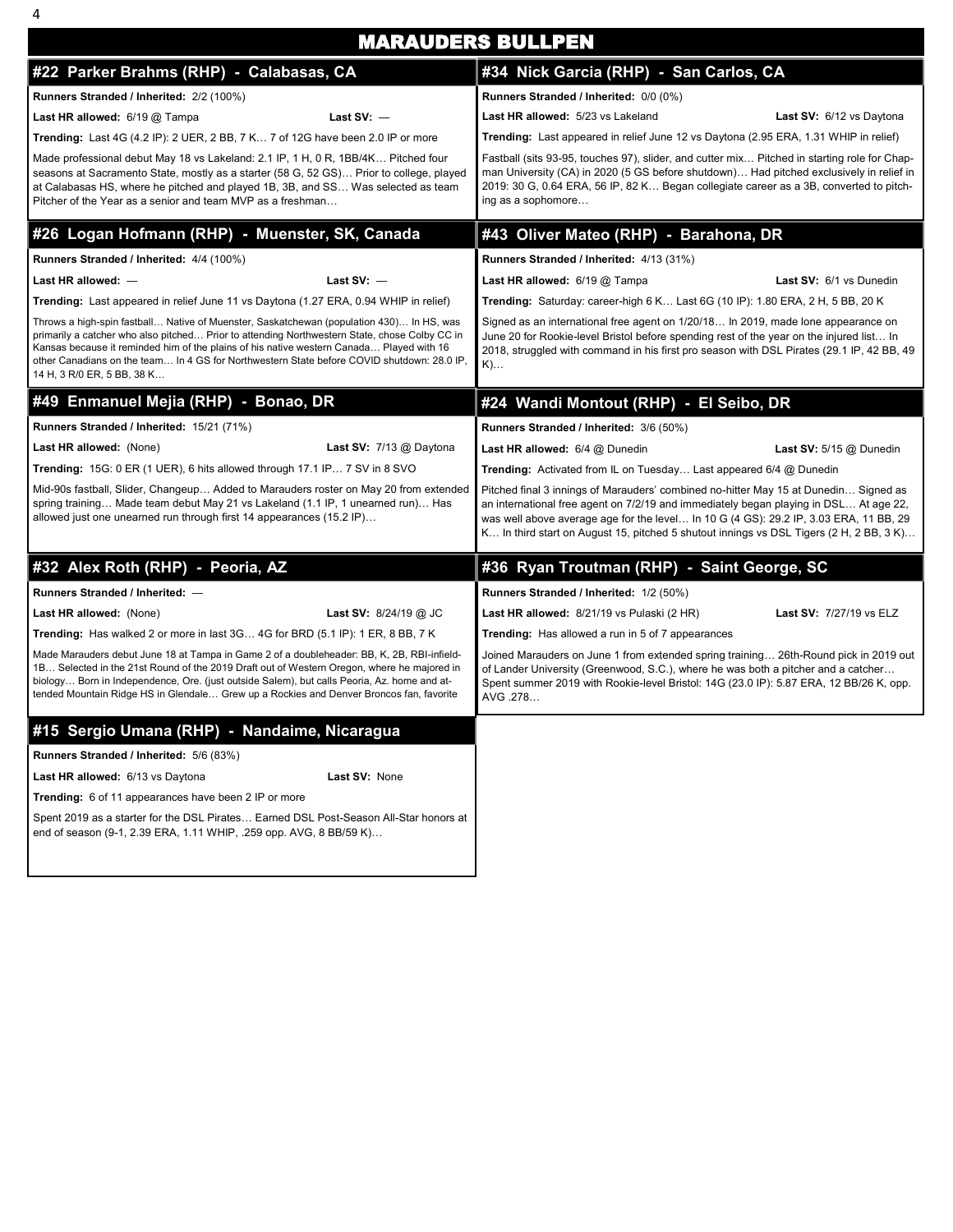# MARAUDERS BULLPEN

## #22 Parker Brahms (RHP) - Calabasas, CA

**Runners Stranded / Inherited:** 2/2 (100%)

**Last HR allowed:** 6/19 @ Tampa **Last SV:** —

**Trending:** Last 4G (4.2 IP): 2 UER, 2 BB, 7 K… 7 of 12G have been 2.0 IP or more

Made professional debut May 18 vs Lakeland: 2.1 IP, 1 H, 0 R, 1BB/4K… Pitched four seasons at Sacramento State, mostly as a starter (58 G, 52 GS)… Prior to college, played at Calabasas HS, where he pitched and played 1B, 3B, and SS… Was selected as team Pitcher of the Year as a senior and team MVP as a freshman…

## #34 Nick Garcia (RHP) - San Carlos, CA

**Runners Stranded / Inherited:** 0/0 (0%)

**Last HR allowed:** 5/23 vs Lakeland **Last SV:** 6/12 vs Daytona

**Trending:** Last appeared in relief June 12 vs Daytona (2.95 ERA, 1.31 WHIP in relief)

Fastball (sits 93-95, touches 97), slider, and cutter mix… Pitched in starting role for Chapman University (CA) in 2020 (5 GS before shutdown)… Had pitched exclusively in relief in 2019: 30 G, 0.64 ERA, 56 IP, 82 K… Began collegiate career as a 3B, converted to pitching as a sophomore…

## #26 Logan Hofmann (RHP) - Muenster, SK, Canada

**Runners Stranded / Inherited:** 4/4 (100%)

**Last HR allowed:** — **Last SV:** —

**Trending:** Last appeared in relief June 11 vs Daytona (1.27 ERA, 0.94 WHIP in relief)

Throws a high-spin fastball… Native of Muenster, Saskatchewan (population 430)… In HS, was primarily a catcher who also pitched… Prior to attending Northwestern State, chose Colby CC in Kansas because it reminded him of the plains of his native western Canada… Played with 16 other Canadians on the team… In 4 GS for Northwestern State before COVID shutdown: 28.0 IP, 14 H, 3 R/0 ER, 5 BB, 38 K…

## #43 Oliver Mateo (RHP) - Barahona, DR

**Runners Stranded / Inherited:** 4/13 (31%)

**Last HR allowed:** 6/19 @ Tampa **Last SV:** 6/1 vs Dunedin

**Trending:** Saturday: career-high 6 K… Last 6G (10 IP): 1.80 ERA, 2 H, 5 BB, 20 K

Signed as an international free agent on 1/20/18… In 2019, made lone appearance on June 20 for Rookie-level Bristol before spending rest of the year on the injured list… In 2018, struggled with command in his first pro season with DSL Pirates (29.1 IP, 42 BB, 49 K)…

## #49 Enmanuel Mejia (RHP) - Bonao, DR

**Runners Stranded / Inherited:** 15/21 (71%)

**Last HR allowed:** (None) **Last SV:** 7/13 @ Daytona

**Trending:** 15G: 0 ER (1 UER), 6 hits allowed through 17.1 IP… 7 SV in 8 SVO

Mid-90s fastball, Slider, Changeup… Added to Marauders roster on May 20 from extended spring training… Made team debut May 21 vs Lakeland (1.1 IP, 1 unearned run)… Has allowed just one unearned run through first 14 appearances (15.2 IP)…

## #24 Wandi Montout (RHP) - El Seibo, DR

**Runners Stranded / Inherited:** 3/6 (50%)

**Last HR allowed:** 6/4 @ Dunedin **Last SV:** 5/15 @ Dunedin

**Trending:** Activated from IL on Tuesday… Last appeared 6/4 @ Dunedin

Pitched final 3 innings of Marauders' combined no-hitter May 15 at Dunedin… Signed as an international free agent on 7/2/19 and immediately began playing in DSL… At age 22, was well above average age for the level… In 10 G (4 GS): 29.2 IP, 3.03 ERA, 11 BB, 29 K… In third start on August 15, pitched 5 shutout innings vs DSL Tigers (2 H, 2 BB, 3 K)…

## #32 Alex Roth (RHP) - Peoria, AZ

**Runners Stranded / Inherited:** —

**Last HR allowed:** (None) **Last SV:** 8/24/19 @ JC

**Trending:** Has walked 2 or more in last 3G… 4G for BRD (5.1 IP): 1 ER, 8 BB, 7 K

Made Marauders debut June 18 at Tampa in Game 2 of a doubleheader: BB, K, 2B, RBI-infield-1B… Selected in the 21st Round of the 2019 Draft out of Western Oregon, where he majored in biology… Born in Independence, Ore. (just outside Salem), but calls Peoria, Az. home and attended Mountain Ridge HS in Glendale… Grew up a Rockies and Denver Broncos fan, favorite

## #36 Ryan Troutman (RHP) - Saint George, SC

**Runners Stranded / Inherited:** 1/2 (50%)

**Last HR allowed:** 8/21/19 vs Pulaski (2 HR) **Last SV:** 7/27/19 vs ELZ

**Trending:** Has allowed a run in 5 of 7 appearances

Joined Marauders on June 1 from extended spring training… 26th-Round pick in 2019 out of Lander University (Greenwood, S.C.), where he was both a pitcher and a catcher… Spent summer 2019 with Rookie-level Bristol: 14G (23.0 IP): 5.87 ERA, 12 BB/26 K, opp. AVG .278…

## #15 Sergio Umana (RHP) - Nandaime, Nicaragua

**Runners Stranded / Inherited:** 5/6 (83%)

**Last HR allowed:** 6/13 vs Daytona **Last SV:** None

**Trending:** 6 of 11 appearances have been 2 IP or more

Spent 2019 as a starter for the DSL Pirates… Earned DSL Post-Season All-Star honors at end of season (9-1, 2.39 ERA, 1.11 WHIP, .259 opp. AVG, 8 BB/59 K)…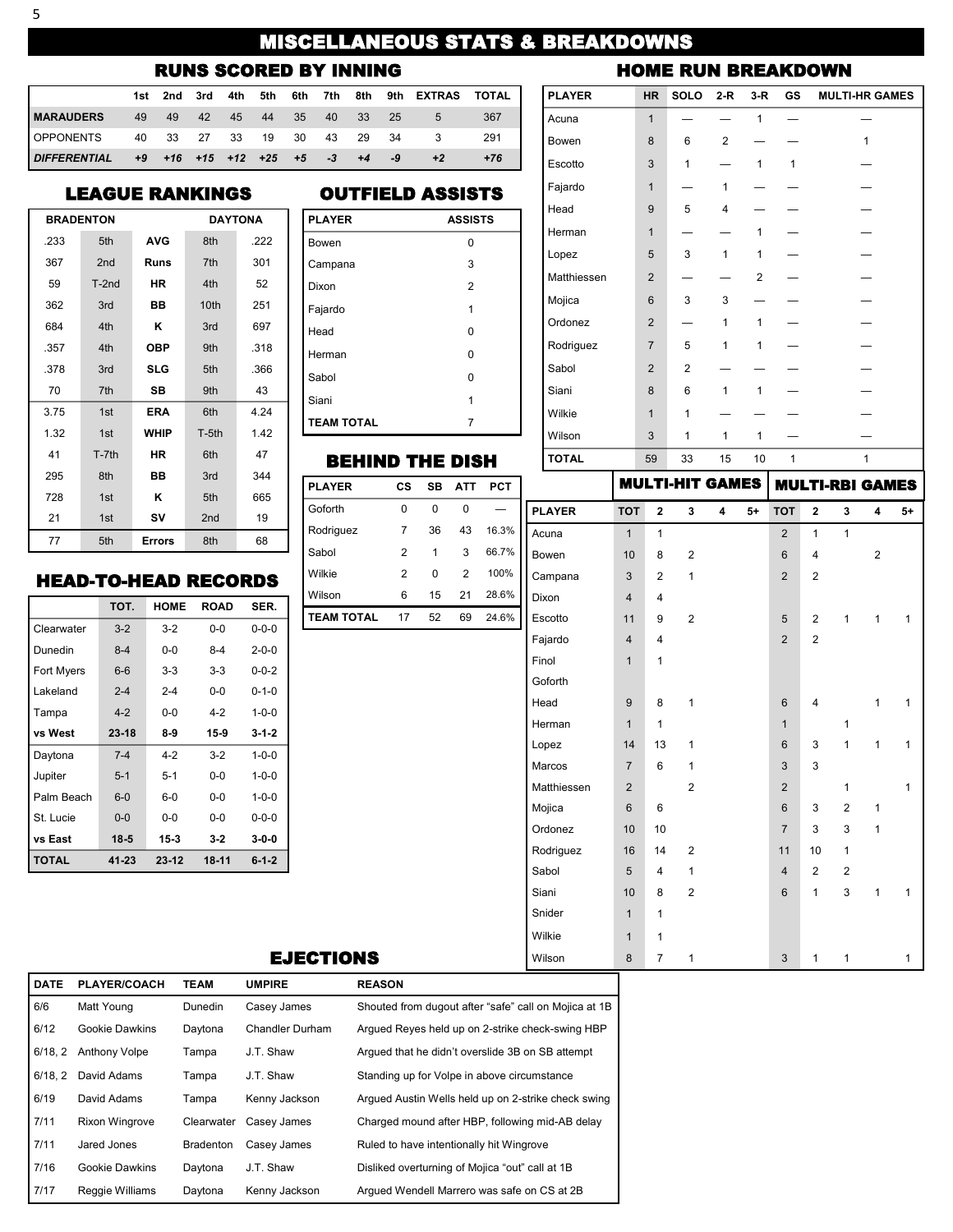# MISCELLANEOUS STATS & BREAKDOWNS

## RUNS SCORED BY INNING

| | 1st | 2nd | 3rd | 4th | 5th | 6th | 7th | 8th | 9th | EXTRAS | TOTAL |
|---|---|---|---|---|---|---|---|---|---|---|---|
| **MARAUDERS** | 49 | 49 | 42 | 45 | 44 | 35 | 40 | 33 | 25 | 5 | 367 |
| OPPONENTS | 40 | 33 | 27 | 33 | 19 | 30 | 43 | 29 | 34 | 3 | 291 |
| ***DIFFERENTIAL*** | *+9* | *+16* | *+15* | *+12* | *+25* | *+5* | *-3* | *+4* | *-9* | *+2* | *+76* |

## LEAGUE RANKINGS

| BRADENTON | | | | DAYTONA |
|---|---|---|---|---|
| .233 | 5th | **AVG** | 8th | .222 |
| 367 | 2nd | **Runs** | 7th | 301 |
| 59 | T-2nd | **HR** | 4th | 52 |
| 362 | 3rd | **BB** | 10th | 251 |
| 684 | 4th | **K** | 3rd | 697 |
| .357 | 4th | **OBP** | 9th | .318 |
| .378 | 3rd | **SLG** | 5th | .366 |
| 70 | 7th | **SB** | 9th | 43 |
| 3.75 | 1st | **ERA** | 6th | 4.24 |
| 1.32 | 1st | **WHIP** | T-5th | 1.42 |
| 41 | T-7th | **HR** | 6th | 47 |
| 295 | 8th | **BB** | 3rd | 344 |
| 728 | 1st | **K** | 5th | 665 |
| 21 | 1st | **SV** | 2nd | 19 |
| 77 | 5th | **Errors** | 8th | 68 |

## OUTFIELD ASSISTS

| PLAYER | ASSISTS |
|---|---|
| Bowen | 0 |
| Campana | 3 |
| Dixon | 2 |
| Fajardo | 1 |
| Head | 0 |
| Herman | 0 |
| Sabol | 0 |
| Siani | 1 |
| **TEAM TOTAL** | 7 |

## HEAD-TO-HEAD RECORDS

| | TOT. | HOME | ROAD | SER. |
|---|---|---|---|---|
| Clearwater | 3-2 | 3-2 | 0-0 | 0-0-0 |
| Dunedin | 8-4 | 0-0 | 8-4 | 2-0-0 |
| Fort Myers | 6-6 | 3-3 | 3-3 | 0-0-2 |
| Lakeland | 2-4 | 2-4 | 0-0 | 0-1-0 |
| Tampa | 4-2 | 0-0 | 4-2 | 1-0-0 |
| **vs West** | **23-18** | **8-9** | **15-9** | **3-1-2** |
| Daytona | 7-4 | 4-2 | 3-2 | 1-0-0 |
| Jupiter | 5-1 | 5-1 | 0-0 | 1-0-0 |
| Palm Beach | 6-0 | 6-0 | 0-0 | 1-0-0 |
| St. Lucie | 0-0 | 0-0 | 0-0 | 0-0-0 |
| **vs East** | **18-5** | **15-3** | **3-2** | **3-0-0** |
| **TOTAL** | **41-23** | **23-12** | **18-11** | **6-1-2** |

## BEHIND THE DISH

| PLAYER | CS | SB | ATT | PCT |
|---|---|---|---|---|
| Goforth | 0 | 0 | 0 | — |
| Rodriguez | 7 | 36 | 43 | 16.3% |
| Sabol | 2 | 1 | 3 | 66.7% |
| Wilkie | 2 | 0 | 2 | 100% |
| Wilson | 6 | 15 | 21 | 28.6% |
| **TEAM TOTAL** | 17 | 52 | 69 | 24.6% |

## HOME RUN BREAKDOWN

| PLAYER | HR | SOLO | 2-R | 3-R | GS | MULTI-HR GAMES |
|---|---|---|---|---|---|---|
| Acuna | 1 | — | — | 1 | — | — |
| Bowen | 8 | 6 | 2 | — | — | 1 |
| Escotto | 3 | 1 | — | 1 | 1 | — |
| Fajardo | 1 | — | 1 | — | — | — |
| Head | 9 | 5 | 4 | — | — | — |
| Herman | 1 | — | — | 1 | — | — |
| Lopez | 5 | 3 | 1 | 1 | — | — |
| Matthiessen | 2 | — | — | 2 | — | — |
| Mojica | 6 | 3 | 3 | — | — | — |
| Ordonez | 2 | — | 1 | 1 | — | — |
| Rodriguez | 7 | 5 | 1 | 1 | — | — |
| Sabol | 2 | 2 | — | — | — | — |
| Siani | 8 | 6 | 1 | 1 | — | — |
| Wilkie | 1 | 1 | — | — | — | — |
| Wilson | 3 | 1 | 1 | 1 | — | — |
| **TOTAL** | 59 | 33 | 15 | 10 | 1 | 1 |

## MULTI-HIT GAMES / MULTI-RBI GAMES

| | MULTI-HIT GAMES | | | | | MULTI-RBI GAMES | | | | |
|---|---|---|---|---|---|---|---|---|---|---|
| PLAYER | TOT | 2 | 3 | 4 | 5+ | TOT | 2 | 3 | 4 | 5+ |
| Acuna | 1 | 1 | | | | 2 | 1 | 1 | | |
| Bowen | 10 | 8 | 2 | | | 6 | 4 | | 2 | |
| Campana | 3 | 2 | 1 | | | 2 | 2 | | | |
| Dixon | 4 | 4 | | | | | | | | |
| Escotto | 11 | 9 | 2 | | | 5 | 2 | 1 | 1 | 1 |
| Fajardo | 4 | 4 | | | | 2 | 2 | | | |
| Finol | 1 | 1 | | | | | | | | |
| Goforth | | | | | | | | | | |
| Head | 9 | 8 | 1 | | | 6 | 4 | | 1 | 1 |
| Herman | 1 | 1 | | | | 1 | | 1 | | |
| Lopez | 14 | 13 | 1 | | | 6 | 3 | 1 | 1 | 1 |
| Marcos | 7 | 6 | 1 | | | 3 | 3 | | | |
| Matthiessen | 2 | | 2 | | | 2 | | 1 | | 1 |
| Mojica | 6 | 6 | | | | 6 | 3 | 2 | 1 | |
| Ordonez | 10 | 10 | | | | 7 | 3 | 3 | 1 | |
| Rodriguez | 16 | 14 | 2 | | | 11 | 10 | 1 | | |
| Sabol | 5 | 4 | 1 | | | 4 | 2 | 2 | | |
| Siani | 10 | 8 | 2 | | | 6 | 1 | 3 | 1 | 1 |
| Snider | 1 | 1 | | | | | | | | |
| Wilkie | 1 | 1 | | | | | | | | |
| Wilson | 8 | 7 | 1 | | | 3 | 1 | 1 | | 1 |

## EJECTIONS

| DATE | PLAYER/COACH | TEAM | UMPIRE | REASON |
|---|---|---|---|---|
| 6/6 | Matt Young | Dunedin | Casey James | Shouted from dugout after "safe" call on Mojica at 1B |
| 6/12 | Gookie Dawkins | Daytona | Chandler Durham | Argued Reyes held up on 2-strike check-swing HBP |
| 6/18, 2 | Anthony Volpe | Tampa | J.T. Shaw | Argued that he didn't overslide 3B on SB attempt |
| 6/18, 2 | David Adams | Tampa | J.T. Shaw | Standing up for Volpe in above circumstance |
| 6/19 | David Adams | Tampa | Kenny Jackson | Argued Austin Wells held up on 2-strike check swing |
| 7/11 | Rixon Wingrove | Clearwater | Casey James | Charged mound after HBP, following mid-AB delay |
| 7/11 | Jared Jones | Bradenton | Casey James | Ruled to have intentionally hit Wingrove |
| 7/16 | Gookie Dawkins | Daytona | J.T. Shaw | Disliked overturning of Mojica "out" call at 1B |
| 7/17 | Reggie Williams | Daytona | Kenny Jackson | Argued Wendell Marrero was safe on CS at 2B |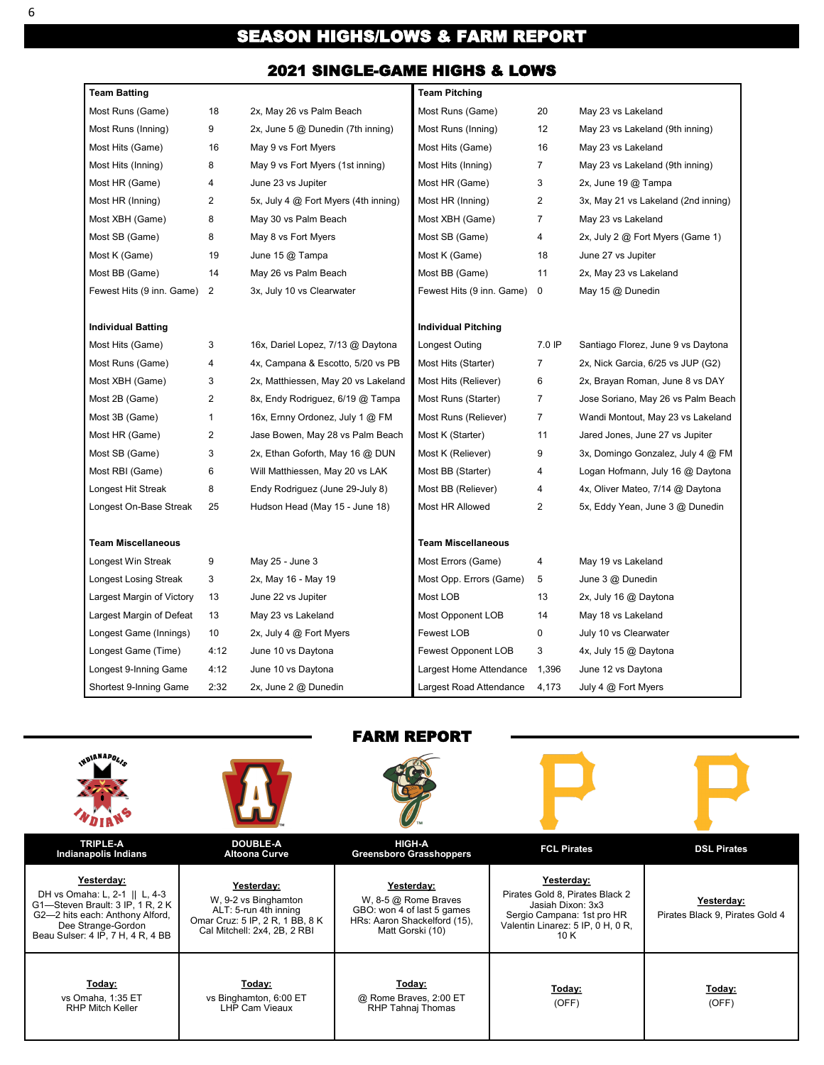# SEASON HIGHS/LOWS & FARM REPORT

## 2021 SINGLE-GAME HIGHS & LOWS

| Team Batting | | | Team Pitching | | |
|---|---|---|---|---|---|
| Most Runs (Game) | 18 | 2x, May 26 vs Palm Beach | Most Runs (Game) | 20 | May 23 vs Lakeland |
| Most Runs (Inning) | 9 | 2x, June 5 @ Dunedin (7th inning) | Most Runs (Inning) | 12 | May 23 vs Lakeland (9th inning) |
| Most Hits (Game) | 16 | May 9 vs Fort Myers | Most Hits (Game) | 16 | May 23 vs Lakeland |
| Most Hits (Inning) | 8 | May 9 vs Fort Myers (1st inning) | Most Hits (Inning) | 7 | May 23 vs Lakeland (9th inning) |
| Most HR (Game) | 4 | June 23 vs Jupiter | Most HR (Game) | 3 | 2x, June 19 @ Tampa |
| Most HR (Inning) | 2 | 5x, July 4 @ Fort Myers (4th inning) | Most HR (Inning) | 2 | 3x, May 21 vs Lakeland (2nd inning) |
| Most XBH (Game) | 8 | May 30 vs Palm Beach | Most XBH (Game) | 7 | May 23 vs Lakeland |
| Most SB (Game) | 8 | May 8 vs Fort Myers | Most SB (Game) | 4 | 2x, July 2 @ Fort Myers (Game 1) |
| Most K (Game) | 19 | June 15 @ Tampa | Most K (Game) | 18 | June 27 vs Jupiter |
| Most BB (Game) | 14 | May 26 vs Palm Beach | Most BB (Game) | 11 | 2x, May 23 vs Lakeland |
| Fewest Hits (9 inn. Game) | 2 | 3x, July 10 vs Clearwater | Fewest Hits (9 inn. Game) | 0 | May 15 @ Dunedin |
| **Individual Batting** | | | **Individual Pitching** | | |
| Most Hits (Game) | 3 | 16x, Dariel Lopez, 7/13 @ Daytona | Longest Outing | 7.0 IP | Santiago Florez, June 9 vs Daytona |
| Most Runs (Game) | 4 | 4x, Campana & Escotto, 5/20 vs PB | Most Hits (Starter) | 7 | 2x, Nick Garcia, 6/25 vs JUP (G2) |
| Most XBH (Game) | 3 | 2x, Matthiessen, May 20 vs Lakeland | Most Hits (Reliever) | 6 | 2x, Brayan Roman, June 8 vs DAY |
| Most 2B (Game) | 2 | 8x, Endy Rodriguez, 6/19 @ Tampa | Most Runs (Starter) | 7 | Jose Soriano, May 26 vs Palm Beach |
| Most 3B (Game) | 1 | 16x, Ernny Ordonez, July 1 @ FM | Most Runs (Reliever) | 7 | Wandi Montout, May 23 vs Lakeland |
| Most HR (Game) | 2 | Jase Bowen, May 28 vs Palm Beach | Most K (Starter) | 11 | Jared Jones, June 27 vs Jupiter |
| Most SB (Game) | 3 | 2x, Ethan Goforth, May 16 @ DUN | Most K (Reliever) | 9 | 3x, Domingo Gonzalez, July 4 @ FM |
| Most RBI (Game) | 6 | Will Matthiessen, May 20 vs LAK | Most BB (Starter) | 4 | Logan Hofmann, July 16 @ Daytona |
| Longest Hit Streak | 8 | Endy Rodriguez (June 29-July 8) | Most BB (Reliever) | 4 | 4x, Oliver Mateo, 7/14 @ Daytona |
| Longest On-Base Streak | 25 | Hudson Head (May 15 - June 18) | Most HR Allowed | 2 | 5x, Eddy Yean, June 3 @ Dunedin |
| **Team Miscellaneous** | | | **Team Miscellaneous** | | |
| Longest Win Streak | 9 | May 25 - June 3 | Most Errors (Game) | 4 | May 19 vs Lakeland |
| Longest Losing Streak | 3 | 2x, May 16 - May 19 | Most Opp. Errors (Game) | 5 | June 3 @ Dunedin |
| Largest Margin of Victory | 13 | June 22 vs Jupiter | Most LOB | 13 | 2x, July 16 @ Daytona |
| Largest Margin of Defeat | 13 | May 23 vs Lakeland | Most Opponent LOB | 14 | May 18 vs Lakeland |
| Longest Game (Innings) | 10 | 2x, July 4 @ Fort Myers | Fewest LOB | 0 | July 10 vs Clearwater |
| Longest Game (Time) | 4:12 | June 10 vs Daytona | Fewest Opponent LOB | 3 | 4x, July 15 @ Daytona |
| Longest 9-Inning Game | 4:12 | June 10 vs Daytona | Largest Home Attendance | 1,396 | June 12 vs Daytona |
| Shortest 9-Inning Game | 2:32 | 2x, June 2 @ Dunedin | Largest Road Attendance | 4,173 | July 4 @ Fort Myers |

## FARM REPORT

| TRIPLE-A Indianapolis Indians | DOUBLE-A Altoona Curve | HIGH-A Greensboro Grasshoppers | FCL Pirates | DSL Pirates |
|---|---|---|---|---|
| **Yesterday:** DH vs Omaha: L, 2-1 \|\| L, 4-3 G1—Steven Brault: 3 IP, 1 R, 2 K G2—2 hits each: Anthony Alford, Dee Strange-Gordon Beau Sulser: 4 IP, 7 H, 4 R, 4 BB | **Yesterday:** W, 9-2 vs Binghamton ALT: 5-run 4th inning Omar Cruz: 5 IP, 2 R, 1 BB, 8 K Cal Mitchell: 2x4, 2B, 2 RBI | **Yesterday:** W, 8-5 @ Rome Braves GBO: won 4 of last 5 games HRs: Aaron Shackelford (15), Matt Gorski (10) | **Yesterday:** Pirates Gold 8, Pirates Black 2 Jasiah Dixon: 3x3 Sergio Campana: 1st pro HR Valentin Linarez: 5 IP, 0 H, 0 R, 10 K | **Yesterday:** Pirates Black 9, Pirates Gold 4 |
| **Today:** vs Omaha, 1:35 ET RHP Mitch Keller | **Today:** vs Binghamton, 6:00 ET LHP Cam Vieaux | **Today:** @ Rome Braves, 2:00 ET RHP Tahnaj Thomas | **Today:** (OFF) | **Today:** (OFF) |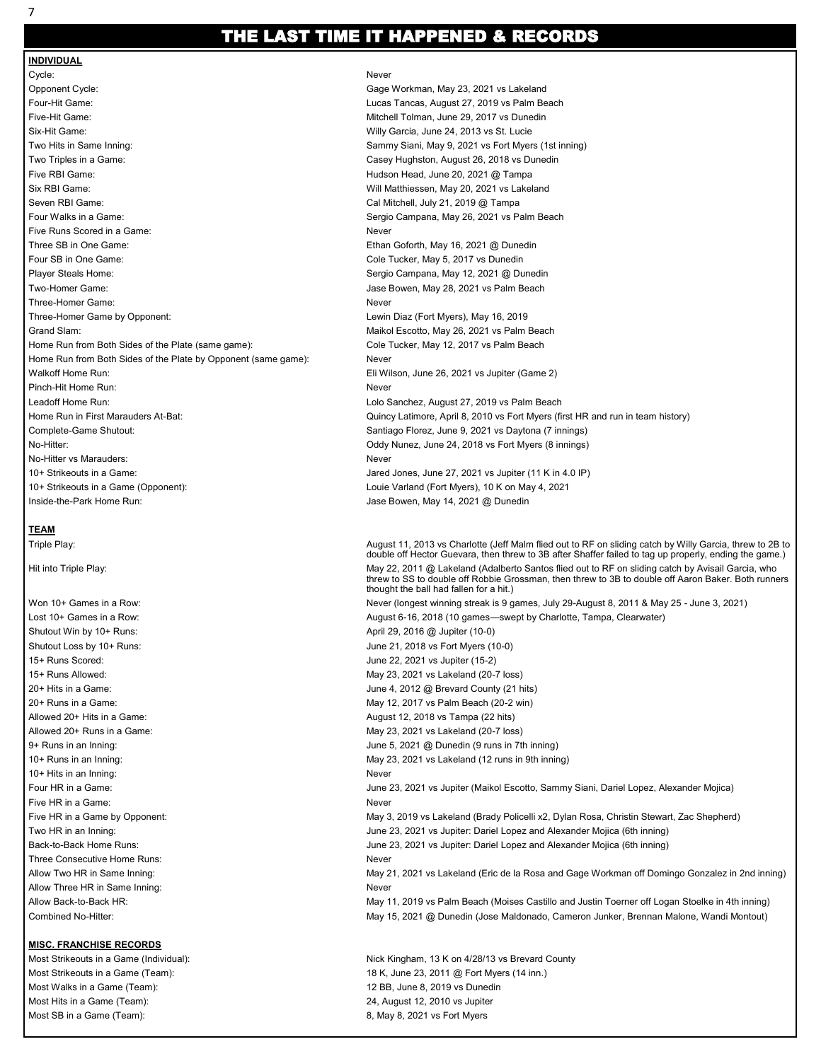# THE LAST TIME IT HAPPENED & RECORDS

## INDIVIDUAL

| | |
|---|---|
| Cycle: | Never |
| Opponent Cycle: | Gage Workman, May 23, 2021 vs Lakeland |
| Four-Hit Game: | Lucas Tancas, August 27, 2019 vs Palm Beach |
| Five-Hit Game: | Mitchell Tolman, June 29, 2017 vs Dunedin |
| Six-Hit Game: | Willy Garcia, June 24, 2013 vs St. Lucie |
| Two Hits in Same Inning: | Sammy Siani, May 9, 2021 vs Fort Myers (1st inning) |
| Two Triples in a Game: | Casey Hughston, August 26, 2018 vs Dunedin |
| Five RBI Game: | Hudson Head, June 20, 2021 @ Tampa |
| Six RBI Game: | Will Matthiessen, May 20, 2021 vs Lakeland |
| Seven RBI Game: | Cal Mitchell, July 21, 2019 @ Tampa |
| Four Walks in a Game: | Sergio Campana, May 26, 2021 vs Palm Beach |
| Five Runs Scored in a Game: | Never |
| Three SB in One Game: | Ethan Goforth, May 16, 2021 @ Dunedin |
| Four SB in One Game: | Cole Tucker, May 5, 2017 vs Dunedin |
| Player Steals Home: | Sergio Campana, May 12, 2021 @ Dunedin |
| Two-Homer Game: | Jase Bowen, May 28, 2021 vs Palm Beach |
| Three-Homer Game: | Never |
| Three-Homer Game by Opponent: | Lewin Diaz (Fort Myers), May 16, 2019 |
| Grand Slam: | Maikol Escotto, May 26, 2021 vs Palm Beach |
| Home Run from Both Sides of the Plate (same game): | Cole Tucker, May 12, 2017 vs Palm Beach |
| Home Run from Both Sides of the Plate by Opponent (same game): | Never |
| Walkoff Home Run: | Eli Wilson, June 26, 2021 vs Jupiter (Game 2) |
| Pinch-Hit Home Run: | Never |
| Leadoff Home Run: | Lolo Sanchez, August 27, 2019 vs Palm Beach |
| Home Run in First Marauders At-Bat: | Quincy Latimore, April 8, 2010 vs Fort Myers (first HR and run in team history) |
| Complete-Game Shutout: | Santiago Florez, June 9, 2021 vs Daytona (7 innings) |
| No-Hitter: | Oddy Nunez, June 24, 2018 vs Fort Myers (8 innings) |
| No-Hitter vs Marauders: | Never |
| 10+ Strikeouts in a Game: | Jared Jones, June 27, 2021 vs Jupiter (11 K in 4.0 IP) |
| 10+ Strikeouts in a Game (Opponent): | Louie Varland (Fort Myers), 10 K on May 4, 2021 |
| Inside-the-Park Home Run: | Jase Bowen, May 14, 2021 @ Dunedin |

## TEAM

| | |
|---|---|
| Triple Play: | August 11, 2013 vs Charlotte (Jeff Malm flied out to RF on sliding catch by Willy Garcia, threw to 2B to double off Hector Guevara, then threw to 3B after Shaffer failed to tag up properly, ending the game.) |
| Hit into Triple Play: | May 22, 2011 @ Lakeland (Adalberto Santos flied out to RF on sliding catch by Avisail Garcia, who threw to SS to double off Robbie Grossman, then threw to 3B to double off Aaron Baker. Both runners thought the ball had fallen for a hit.) |
| Won 10+ Games in a Row: | Never (longest winning streak is 9 games, July 29-August 8, 2011 & May 25 - June 3, 2021) |
| Lost 10+ Games in a Row: | August 6-16, 2018 (10 games—swept by Charlotte, Tampa, Clearwater) |
| Shutout Win by 10+ Runs: | April 29, 2016 @ Jupiter (10-0) |
| Shutout Loss by 10+ Runs: | June 21, 2018 vs Fort Myers (10-0) |
| 15+ Runs Scored: | June 22, 2021 vs Jupiter (15-2) |
| 15+ Runs Allowed: | May 23, 2021 vs Lakeland (20-7 loss) |
| 20+ Hits in a Game: | June 4, 2012 @ Brevard County (21 hits) |
| 20+ Runs in a Game: | May 12, 2017 vs Palm Beach (20-2 win) |
| Allowed 20+ Hits in a Game: | August 12, 2018 vs Tampa (22 hits) |
| Allowed 20+ Runs in a Game: | May 23, 2021 vs Lakeland (20-7 loss) |
| 9+ Runs in an Inning: | June 5, 2021 @ Dunedin (9 runs in 7th inning) |
| 10+ Runs in an Inning: | May 23, 2021 vs Lakeland (12 runs in 9th inning) |
| 10+ Hits in an Inning: | Never |
| Four HR in a Game: | June 23, 2021 vs Jupiter (Maikol Escotto, Sammy Siani, Dariel Lopez, Alexander Mojica) |
| Five HR in a Game: | Never |
| Five HR in a Game by Opponent: | May 3, 2019 vs Lakeland (Brady Policelli x2, Dylan Rosa, Christin Stewart, Zac Shepherd) |
| Two HR in an Inning: | June 23, 2021 vs Jupiter: Dariel Lopez and Alexander Mojica (6th inning) |
| Back-to-Back Home Runs: | June 23, 2021 vs Jupiter: Dariel Lopez and Alexander Mojica (6th inning) |
| Three Consecutive Home Runs: | Never |
| Allow Two HR in Same Inning: | May 21, 2021 vs Lakeland (Eric de la Rosa and Gage Workman off Domingo Gonzalez in 2nd inning) |
| Allow Three HR in Same Inning: | Never |
| Allow Back-to-Back HR: | May 11, 2019 vs Palm Beach (Moises Castillo and Justin Toerner off Logan Stoelke in 4th inning) |
| Combined No-Hitter: | May 15, 2021 @ Dunedin (Jose Maldonado, Cameron Junker, Brennan Malone, Wandi Montout) |

## MISC. FRANCHISE RECORDS

| | |
|---|---|
| Most Strikeouts in a Game (Individual): | Nick Kingham, 13 K on 4/28/13 vs Brevard County |
| Most Strikeouts in a Game (Team): | 18 K, June 23, 2011 @ Fort Myers (14 inn.) |
| Most Walks in a Game (Team): | 12 BB, June 8, 2019 vs Dunedin |
| Most Hits in a Game (Team): | 24, August 12, 2010 vs Jupiter |
| Most SB in a Game (Team): | 8, May 8, 2021 vs Fort Myers |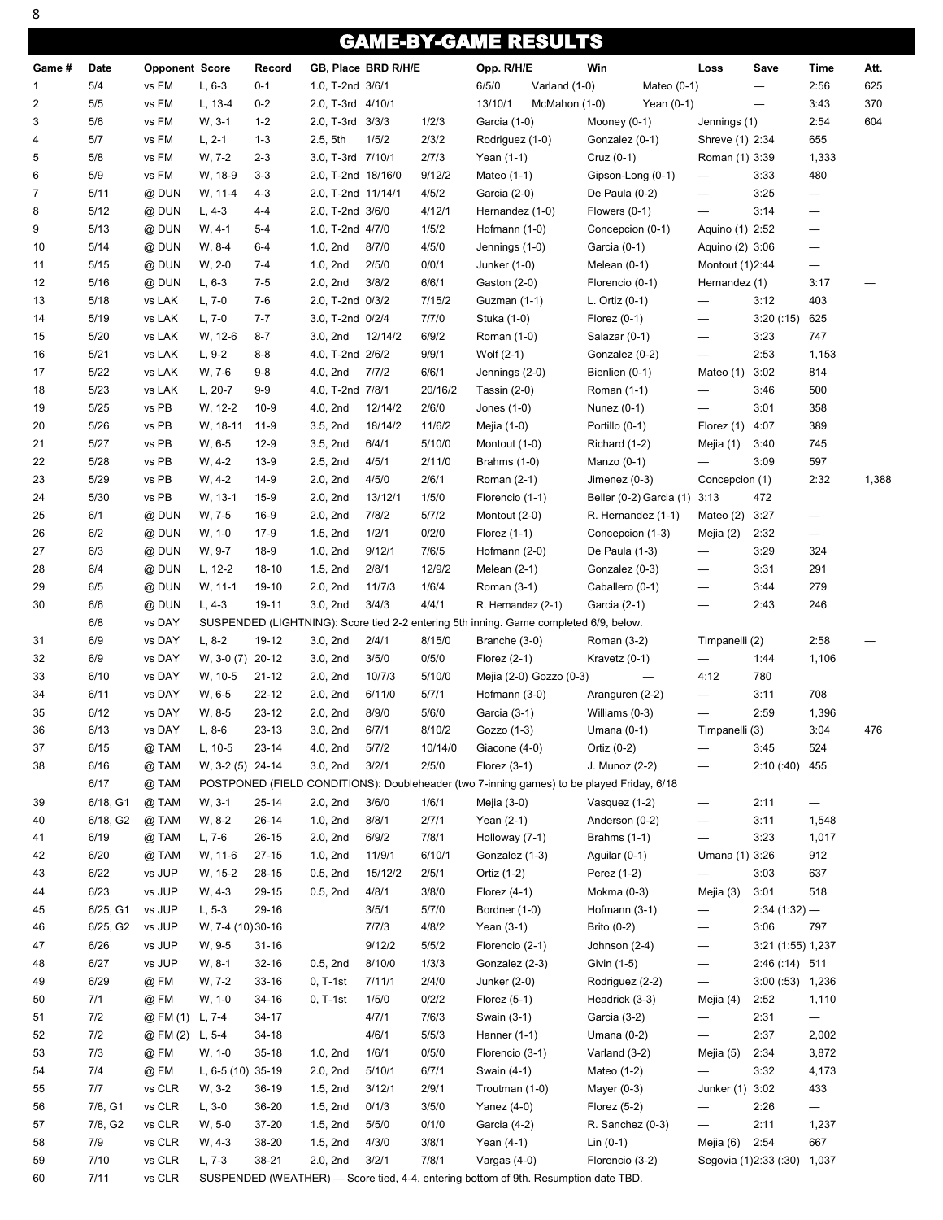# GAME-BY-GAME RESULTS

| Game # | Date | Opponent | Score | Record | GB, Place | BRD R/H/E | Opp. R/H/E | Win | Loss | Save | Time | Att. |
|---|---|---|---|---|---|---|---|---|---|---|---|---|
| 1 | 5/4 | vs FM | L, 6-3 | 0-1 | 1.0, T-2nd | 3/6/1 | 6/5/0 | Varland (1-0) | Mateo (0-1) | — | 2:56 | 625 |
| 2 | 5/5 | vs FM | L, 13-4 | 0-2 | 2.0, T-3rd | 4/10/1 | 13/10/1 | McMahon (1-0) | Yean (0-1) | — | 3:43 | 370 |
| 3 | 5/6 | vs FM | W, 3-1 | 1-2 | 2.0, T-3rd | 3/3/3 | 1/2/3 | Garcia (1-0) | Mooney (0-1) | Jennings (1) | 2:54 | 604 |
| 4 | 5/7 | vs FM | L, 2-1 | 1-3 | 2.5, 5th | 1/5/2 | 2/3/2 | Rodriguez (1-0) | Gonzalez (0-1) | Shreve (1) | 2:34 | 655 |
| 5 | 5/8 | vs FM | W, 7-2 | 2-3 | 3.0, T-3rd | 7/10/1 | 2/7/3 | Yean (1-1) | Cruz (0-1) | Roman (1) | 3:39 | 1,333 |
| 6 | 5/9 | vs FM | W, 18-9 | 3-3 | 2.0, T-2nd | 18/16/0 | 9/12/2 | Mateo (1-1) | Gipson-Long (0-1) | — | 3:33 | 480 |
| 7 | 5/11 | @ DUN | W, 11-4 | 4-3 | 2.0, T-2nd | 11/14/1 | 4/5/2 | Garcia (2-0) | De Paula (0-2) | — | 3:25 | — |
| 8 | 5/12 | @ DUN | L, 4-3 | 4-4 | 2.0, T-2nd | 3/6/0 | 4/12/1 | Hernandez (1-0) | Flowers (0-1) | — | 3:14 | — |
| 9 | 5/13 | @ DUN | W, 4-1 | 5-4 | 1.0, T-2nd | 4/7/0 | 1/5/2 | Hofmann (1-0) | Concepcion (0-1) | Aquino (1) | 2:52 | — |
| 10 | 5/14 | @ DUN | W, 8-4 | 6-4 | 1.0, 2nd | 8/7/0 | 4/5/0 | Jennings (1-0) | Garcia (0-1) | Aquino (2) | 3:06 | — |
| 11 | 5/15 | @ DUN | W, 2-0 | 7-4 | 1.0, 2nd | 2/5/0 | 0/0/1 | Junker (1-0) | Melean (0-1) | Montout (1) | 2:44 | — |
| 12 | 5/16 | @ DUN | L, 6-3 | 7-5 | 2.0, 2nd | 3/8/2 | 6/6/1 | Gaston (2-0) | Florencio (0-1) | Hernandez (1) | 3:17 | — |
| 13 | 5/18 | vs LAK | L, 7-0 | 7-6 | 2.0, T-2nd | 0/3/2 | 7/15/2 | Guzman (1-1) | L. Ortiz (0-1) | — | 3:12 | 403 |
| 14 | 5/19 | vs LAK | L, 7-0 | 7-7 | 3.0, T-2nd | 0/2/4 | 7/7/0 | Stuka (1-0) | Florez (0-1) | — | 3:20 (:15) | 625 |
| 15 | 5/20 | vs LAK | W, 12-6 | 8-7 | 3.0, 2nd | 12/14/2 | 6/9/2 | Roman (1-0) | Salazar (0-1) | — | 3:23 | 747 |
| 16 | 5/21 | vs LAK | L, 9-2 | 8-8 | 4.0, T-2nd | 2/6/2 | 9/9/1 | Wolf (2-1) | Gonzalez (0-2) | — | 2:53 | 1,153 |
| 17 | 5/22 | vs LAK | W, 7-6 | 9-8 | 4.0, 2nd | 7/7/2 | 6/6/1 | Jennings (2-0) | Bienlien (0-1) | Mateo (1) | 3:02 | 814 |
| 18 | 5/23 | vs LAK | L, 20-7 | 9-9 | 4.0, T-2nd | 7/8/1 | 20/16/2 | Tassin (2-0) | Roman (1-1) | — | 3:46 | 500 |
| 19 | 5/25 | vs PB | W, 12-2 | 10-9 | 4.0, 2nd | 12/14/2 | 2/6/0 | Jones (1-0) | Nunez (0-1) | — | 3:01 | 358 |
| 20 | 5/26 | vs PB | W, 18-11 | 11-9 | 3.5, 2nd | 18/14/2 | 11/6/2 | Mejia (1-0) | Portillo (0-1) | Florez (1) | 4:07 | 389 |
| 21 | 5/27 | vs PB | W, 6-5 | 12-9 | 3.5, 2nd | 6/4/1 | 5/10/0 | Montout (1-0) | Richard (1-2) | Mejia (1) | 3:40 | 745 |
| 22 | 5/28 | vs PB | W, 4-2 | 13-9 | 2.5, 2nd | 4/5/1 | 2/11/0 | Brahms (1-0) | Manzo (0-1) | — | 3:09 | 597 |
| 23 | 5/29 | vs PB | W, 4-2 | 14-9 | 2.0, 2nd | 4/5/0 | 2/6/1 | Roman (2-1) | Jimenez (0-3) | Concepcion (1) | 2:32 | 1,388 |
| 24 | 5/30 | vs PB | W, 13-1 | 15-9 | 2.0, 2nd | 13/12/1 | 1/5/0 | Florencio (1-1) | Beller (0-2) | Garcia (1) | 3:13 | 472 |
| 25 | 6/1 | @ DUN | W, 7-5 | 16-9 | 2.0, 2nd | 7/8/2 | 5/7/2 | Montout (2-0) | R. Hernandez (1-1) | Mateo (2) | 3:27 | — |
| 26 | 6/2 | @ DUN | W, 1-0 | 17-9 | 1.5, 2nd | 1/2/1 | 0/2/0 | Florez (1-1) | Concepcion (1-3) | Mejia (2) | 2:32 | — |
| 27 | 6/3 | @ DUN | W, 9-7 | 18-9 | 1.0, 2nd | 9/12/1 | 7/6/5 | Hofmann (2-0) | De Paula (1-3) | — | 3:29 | 324 |
| 28 | 6/4 | @ DUN | L, 12-2 | 18-10 | 1.5, 2nd | 2/8/1 | 12/9/2 | Melean (2-1) | Gonzalez (0-3) | — | 3:31 | 291 |
| 29 | 6/5 | @ DUN | W, 11-1 | 19-10 | 2.0, 2nd | 11/7/3 | 1/6/4 | Roman (3-1) | Caballero (0-1) | — | 3:44 | 279 |
| 30 | 6/6 | @ DUN | L, 4-3 | 19-11 | 3.0, 2nd | 3/4/3 | 4/4/1 | R. Hernandez (2-1) | Garcia (2-1) | — | 2:43 | 246 |
| | 6/8 | vs DAY | SUSPENDED (LIGHTNING): Score tied 2-2 entering 5th inning. Game completed 6/9, below. | | | | | | | | | |
| 31 | 6/9 | vs DAY | L, 8-2 | 19-12 | 3.0, 2nd | 2/4/1 | 8/15/0 | Branche (3-0) | Roman (3-2) | Timpanelli (2) | 2:58 | — |
| 32 | 6/9 | vs DAY | W, 3-0 (7) | 20-12 | 3.0, 2nd | 3/5/0 | 0/5/0 | Florez (2-1) | Kravetz (0-1) | — | 1:44 | 1,106 |
| 33 | 6/10 | vs DAY | W, 10-5 | 21-12 | 2.0, 2nd | 10/7/3 | 5/10/0 | Mejia (2-0) | Gozzo (0-3) | — | 4:12 | 780 |
| 34 | 6/11 | vs DAY | W, 6-5 | 22-12 | 2.0, 2nd | 6/11/0 | 5/7/1 | Hofmann (3-0) | Aranguren (2-2) | — | 3:11 | 708 |
| 35 | 6/12 | vs DAY | W, 8-5 | 23-12 | 2.0, 2nd | 8/9/0 | 5/6/0 | Garcia (3-1) | Williams (0-3) | — | 2:59 | 1,396 |
| 36 | 6/13 | vs DAY | L, 8-6 | 23-13 | 3.0, 2nd | 6/7/1 | 8/10/2 | Gozzo (1-3) | Umana (0-1) | Timpanelli (3) | 3:04 | 476 |
| 37 | 6/15 | @ TAM | L, 10-5 | 23-14 | 4.0, 2nd | 5/7/2 | 10/14/0 | Giacone (4-0) | Ortiz (0-2) | — | 3:45 | 524 |
| 38 | 6/16 | @ TAM | W, 3-2 (5) | 24-14 | 3.0, 2nd | 3/2/1 | 2/5/0 | Florez (3-1) | J. Munoz (2-2) | — | 2:10 (:40) | 455 |
| | 6/17 | @ TAM | POSTPONED (FIELD CONDITIONS): Doubleheader (two 7-inning games) to be played Friday, 6/18 | | | | | | | | | |
| 39 | 6/18, G1 | @ TAM | W, 3-1 | 25-14 | 2.0, 2nd | 3/6/0 | 1/6/1 | Mejia (3-0) | Vasquez (1-2) | — | 2:11 | — |
| 40 | 6/18, G2 | @ TAM | W, 8-2 | 26-14 | 1.0, 2nd | 8/8/1 | 2/7/1 | Yean (2-1) | Anderson (0-2) | — | 3:11 | 1,548 |
| 41 | 6/19 | @ TAM | L, 7-6 | 26-15 | 2.0, 2nd | 6/9/2 | 7/8/1 | Holloway (7-1) | Brahms (1-1) | — | 3:23 | 1,017 |
| 42 | 6/20 | @ TAM | W, 11-6 | 27-15 | 1.0, 2nd | 11/9/1 | 6/10/1 | Gonzalez (1-3) | Aguilar (0-1) | Umana (1) | 3:26 | 912 |
| 43 | 6/22 | vs JUP | W, 15-2 | 28-15 | 0.5, 2nd | 15/12/2 | 2/5/1 | Ortiz (1-2) | Perez (1-2) | — | 3:03 | 637 |
| 44 | 6/23 | vs JUP | W, 4-3 | 29-15 | 0.5, 2nd | 4/8/1 | 3/8/0 | Florez (4-1) | Mokma (0-3) | Mejia (3) | 3:01 | 518 |
| 45 | 6/25, G1 | vs JUP | L, 5-3 | 29-16 | | 3/5/1 | 5/7/0 | Bordner (1-0) | Hofmann (3-1) | — | 2:34 (1:32) | — |
| 46 | 6/25, G2 | vs JUP | W, 7-4 (10) | 30-16 | | 7/7/3 | 4/8/2 | Yean (3-1) | Brito (0-2) | — | 3:06 | 797 |
| 47 | 6/26 | vs JUP | W, 9-5 | 31-16 | | 9/12/2 | 5/5/2 | Florencio (2-1) | Johnson (2-4) | — | 3:21 (1:55) | 1,237 |
| 48 | 6/27 | vs JUP | W, 8-1 | 32-16 | 0.5, 2nd | 8/10/0 | 1/3/3 | Gonzalez (2-3) | Givin (1-5) | — | 2:46 (:14) | 511 |
| 49 | 6/29 | @ FM | W, 7-2 | 33-16 | 0, T-1st | 7/11/1 | 2/4/0 | Junker (2-0) | Rodriguez (2-2) | — | 3:00 (:53) | 1,236 |
| 50 | 7/1 | @ FM | W, 1-0 | 34-16 | 0, T-1st | 1/5/0 | 0/2/2 | Florez (5-1) | Headrick (3-3) | Mejia (4) | 2:52 | 1,110 |
| 51 | 7/2 | @ FM (1) | L, 7-4 | 34-17 | | 4/7/1 | 7/6/3 | Swain (3-1) | Garcia (3-2) | — | 2:31 | — |
| 52 | 7/2 | @ FM (2) | L, 5-4 | 34-18 | | 4/6/1 | 5/5/3 | Hanner (1-1) | Umana (0-2) | — | 2:37 | 2,002 |
| 53 | 7/3 | @ FM | W, 1-0 | 35-18 | 1.0, 2nd | 1/6/1 | 0/5/0 | Florencio (3-1) | Varland (3-2) | Mejia (5) | 2:34 | 3,872 |
| 54 | 7/4 | @ FM | L, 6-5 (10) | 35-19 | 2.0, 2nd | 5/10/1 | 6/7/1 | Swain (4-1) | Mateo (1-2) | — | 3:32 | 4,173 |
| 55 | 7/7 | vs CLR | W, 3-2 | 36-19 | 1.5, 2nd | 3/12/1 | 2/9/1 | Troutman (1-0) | Mayer (0-3) | Junker (1) | 3:02 | 433 |
| 56 | 7/8, G1 | vs CLR | L, 3-0 | 36-20 | 1.5, 2nd | 0/1/3 | 3/5/0 | Yanez (4-0) | Florez (5-2) | — | 2:26 | — |
| 57 | 7/8, G2 | vs CLR | W, 5-0 | 37-20 | 1.5, 2nd | 5/5/0 | 0/1/0 | Garcia (4-2) | R. Sanchez (0-3) | — | 2:11 | 1,237 |
| 58 | 7/9 | vs CLR | W, 4-3 | 38-20 | 1.5, 2nd | 4/3/0 | 3/8/1 | Yean (4-1) | Lin (0-1) | Mejia (6) | 2:54 | 667 |
| 59 | 7/10 | vs CLR | L, 7-3 | 38-21 | 2.0, 2nd | 3/2/1 | 7/8/1 | Vargas (4-0) | Florencio (3-2) | Segovia (1) | 2:33 (:30) | 1,037 |
| 60 | 7/11 | vs CLR | SUSPENDED (WEATHER) — Score tied, 4-4, entering bottom of 9th. Resumption date TBD. | | | | | | | | | |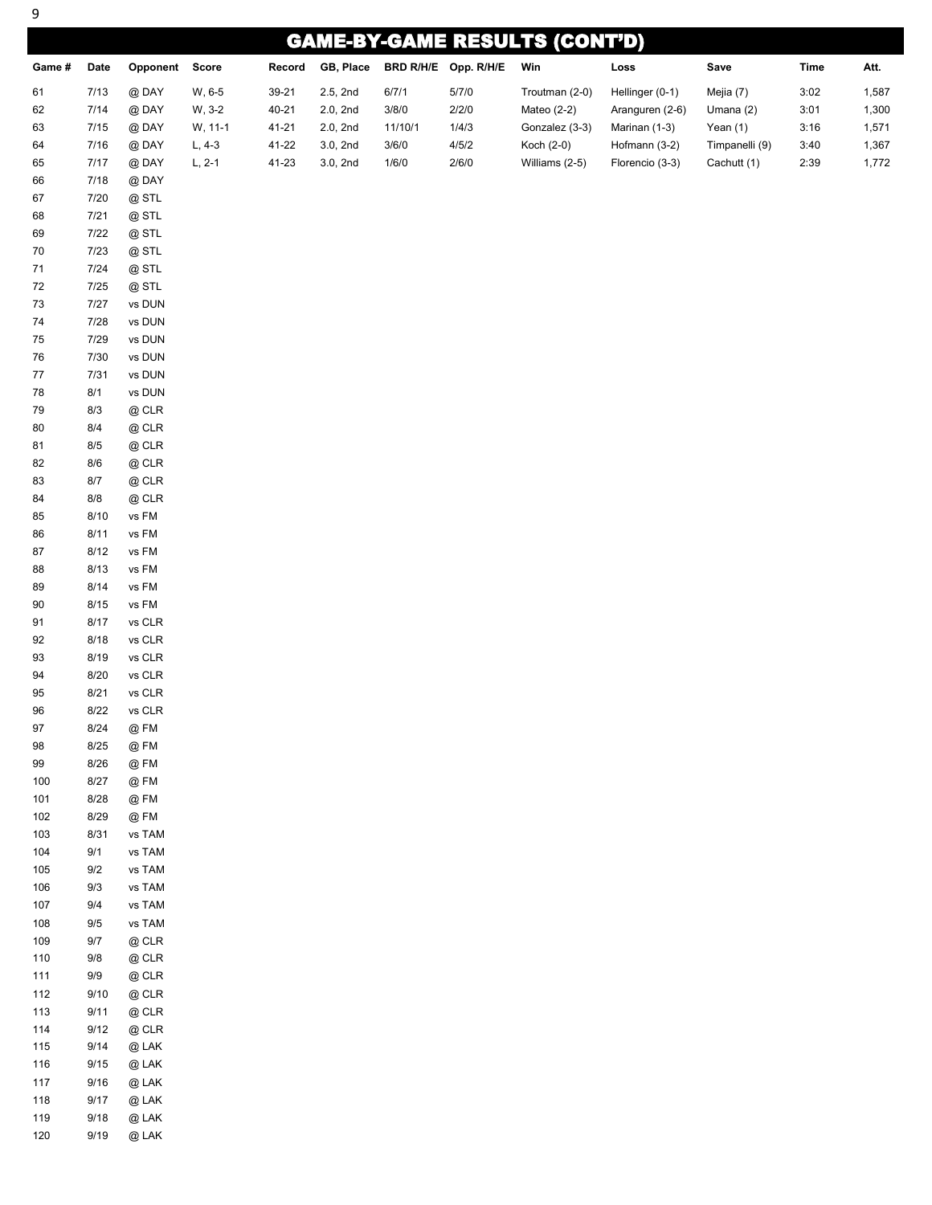# GAME-BY-GAME RESULTS (CONT'D)

| Game # | Date | Opponent | Score | Record | GB, Place | BRD R/H/E | Opp. R/H/E | Win | Loss | Save | Time | Att. |
|---|---|---|---|---|---|---|---|---|---|---|---|---|
| 61 | 7/13 | @ DAY | W, 6-5 | 39-21 | 2.5, 2nd | 6/7/1 | 5/7/0 | Troutman (2-0) | Hellinger (0-1) | Mejia (7) | 3:02 | 1,587 |
| 62 | 7/14 | @ DAY | W, 3-2 | 40-21 | 2.0, 2nd | 3/8/0 | 2/2/0 | Mateo (2-2) | Aranguren (2-6) | Umana (2) | 3:01 | 1,300 |
| 63 | 7/15 | @ DAY | W, 11-1 | 41-21 | 2.0, 2nd | 11/10/1 | 1/4/3 | Gonzalez (3-3) | Marinan (1-3) | Yean (1) | 3:16 | 1,571 |
| 64 | 7/16 | @ DAY | L, 4-3 | 41-22 | 3.0, 2nd | 3/6/0 | 4/5/2 | Koch (2-0) | Hofmann (3-2) | Timpanelli (9) | 3:40 | 1,367 |
| 65 | 7/17 | @ DAY | L, 2-1 | 41-23 | 3.0, 2nd | 1/6/0 | 2/6/0 | Williams (2-5) | Florencio (3-3) | Cachutt (1) | 2:39 | 1,772 |
| 66 | 7/18 | @ DAY | | | | | | | | | | |
| 67 | 7/20 | @ STL | | | | | | | | | | |
| 68 | 7/21 | @ STL | | | | | | | | | | |
| 69 | 7/22 | @ STL | | | | | | | | | | |
| 70 | 7/23 | @ STL | | | | | | | | | | |
| 71 | 7/24 | @ STL | | | | | | | | | | |
| 72 | 7/25 | @ STL | | | | | | | | | | |
| 73 | 7/27 | vs DUN | | | | | | | | | | |
| 74 | 7/28 | vs DUN | | | | | | | | | | |
| 75 | 7/29 | vs DUN | | | | | | | | | | |
| 76 | 7/30 | vs DUN | | | | | | | | | | |
| 77 | 7/31 | vs DUN | | | | | | | | | | |
| 78 | 8/1 | vs DUN | | | | | | | | | | |
| 79 | 8/3 | @ CLR | | | | | | | | | | |
| 80 | 8/4 | @ CLR | | | | | | | | | | |
| 81 | 8/5 | @ CLR | | | | | | | | | | |
| 82 | 8/6 | @ CLR | | | | | | | | | | |
| 83 | 8/7 | @ CLR | | | | | | | | | | |
| 84 | 8/8 | @ CLR | | | | | | | | | | |
| 85 | 8/10 | vs FM | | | | | | | | | | |
| 86 | 8/11 | vs FM | | | | | | | | | | |
| 87 | 8/12 | vs FM | | | | | | | | | | |
| 88 | 8/13 | vs FM | | | | | | | | | | |
| 89 | 8/14 | vs FM | | | | | | | | | | |
| 90 | 8/15 | vs FM | | | | | | | | | | |
| 91 | 8/17 | vs CLR | | | | | | | | | | |
| 92 | 8/18 | vs CLR | | | | | | | | | | |
| 93 | 8/19 | vs CLR | | | | | | | | | | |
| 94 | 8/20 | vs CLR | | | | | | | | | | |
| 95 | 8/21 | vs CLR | | | | | | | | | | |
| 96 | 8/22 | vs CLR | | | | | | | | | | |
| 97 | 8/24 | @ FM | | | | | | | | | | |
| 98 | 8/25 | @ FM | | | | | | | | | | |
| 99 | 8/26 | @ FM | | | | | | | | | | |
| 100 | 8/27 | @ FM | | | | | | | | | | |
| 101 | 8/28 | @ FM | | | | | | | | | | |
| 102 | 8/29 | @ FM | | | | | | | | | | |
| 103 | 8/31 | vs TAM | | | | | | | | | | |
| 104 | 9/1 | vs TAM | | | | | | | | | | |
| 105 | 9/2 | vs TAM | | | | | | | | | | |
| 106 | 9/3 | vs TAM | | | | | | | | | | |
| 107 | 9/4 | vs TAM | | | | | | | | | | |
| 108 | 9/5 | vs TAM | | | | | | | | | | |
| 109 | 9/7 | @ CLR | | | | | | | | | | |
| 110 | 9/8 | @ CLR | | | | | | | | | | |
| 111 | 9/9 | @ CLR | | | | | | | | | | |
| 112 | 9/10 | @ CLR | | | | | | | | | | |
| 113 | 9/11 | @ CLR | | | | | | | | | | |
| 114 | 9/12 | @ CLR | | | | | | | | | | |
| 115 | 9/14 | @ LAK | | | | | | | | | | |
| 116 | 9/15 | @ LAK | | | | | | | | | | |
| 117 | 9/16 | @ LAK | | | | | | | | | | |
| 118 | 9/17 | @ LAK | | | | | | | | | | |
| 119 | 9/18 | @ LAK | | | | | | | | | | |
| 120 | 9/19 | @ LAK | | | | | | | | | | |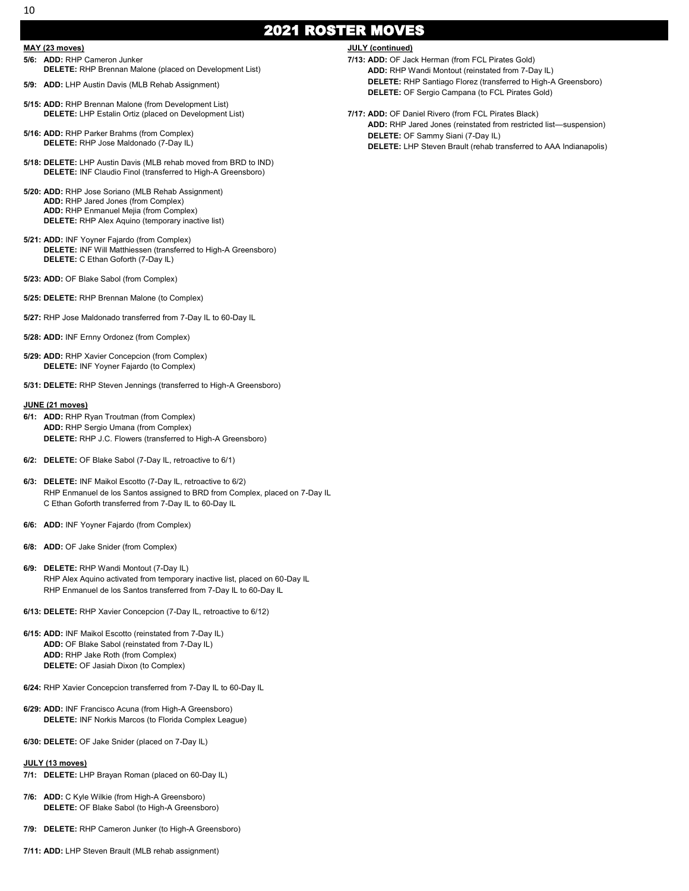# 2021 ROSTER MOVES

**MAY (23 moves)**

**5/6: ADD:** RHP Cameron Junker
**DELETE:** RHP Brennan Malone (placed on Development List)

**5/9: ADD:** LHP Austin Davis (MLB Rehab Assignment)

**5/15: ADD:** RHP Brennan Malone (from Development List)
**DELETE:** LHP Estalin Ortiz (placed on Development List)

**5/16: ADD:** RHP Parker Brahms (from Complex)
**DELETE:** RHP Jose Maldonado (7-Day IL)

**5/18: DELETE:** LHP Austin Davis (MLB rehab moved from BRD to IND)
**DELETE:** INF Claudio Finol (transferred to High-A Greensboro)

**5/20: ADD:** RHP Jose Soriano (MLB Rehab Assignment)
**ADD:** RHP Jared Jones (from Complex)
**ADD:** RHP Enmanuel Mejia (from Complex)
**DELETE:** RHP Alex Aquino (temporary inactive list)

**5/21: ADD:** INF Yoyner Fajardo (from Complex)
**DELETE:** INF Will Matthiessen (transferred to High-A Greensboro)
**DELETE:** C Ethan Goforth (7-Day IL)

**5/23: ADD:** OF Blake Sabol (from Complex)

**5/25: DELETE:** RHP Brennan Malone (to Complex)

**5/27:** RHP Jose Maldonado transferred from 7-Day IL to 60-Day IL

**5/28: ADD:** INF Ernny Ordonez (from Complex)

**5/29: ADD:** RHP Xavier Concepcion (from Complex)
**DELETE:** INF Yoyner Fajardo (to Complex)

**5/31: DELETE:** RHP Steven Jennings (transferred to High-A Greensboro)

**JUNE (21 moves)**

**6/1: ADD:** RHP Ryan Troutman (from Complex)
**ADD:** RHP Sergio Umana (from Complex)
**DELETE:** RHP J.C. Flowers (transferred to High-A Greensboro)

**6/2: DELETE:** OF Blake Sabol (7-Day IL, retroactive to 6/1)

**6/3: DELETE:** INF Maikol Escotto (7-Day IL, retroactive to 6/2)
RHP Enmanuel de los Santos assigned to BRD from Complex, placed on 7-Day IL
C Ethan Goforth transferred from 7-Day IL to 60-Day IL

**6/6: ADD:** INF Yoyner Fajardo (from Complex)

**6/8: ADD:** OF Jake Snider (from Complex)

**6/9: DELETE:** RHP Wandi Montout (7-Day IL)
RHP Alex Aquino activated from temporary inactive list, placed on 60-Day IL
RHP Enmanuel de los Santos transferred from 7-Day IL to 60-Day IL

**6/13: DELETE:** RHP Xavier Concepcion (7-Day IL, retroactive to 6/12)

**6/15: ADD:** INF Maikol Escotto (reinstated from 7-Day IL)
**ADD:** OF Blake Sabol (reinstated from 7-Day IL)
**ADD:** RHP Jake Roth (from Complex)
**DELETE:** OF Jasiah Dixon (to Complex)

**6/24:** RHP Xavier Concepcion transferred from 7-Day IL to 60-Day IL

**6/29: ADD:** INF Francisco Acuna (from High-A Greensboro)
**DELETE:** INF Norkis Marcos (to Florida Complex League)

**6/30: DELETE:** OF Jake Snider (placed on 7-Day IL)

**JULY (13 moves)**

**7/1: DELETE:** LHP Brayan Roman (placed on 60-Day IL)

**7/6: ADD:** C Kyle Wilkie (from High-A Greensboro)
**DELETE:** OF Blake Sabol (to High-A Greensboro)

**7/9: DELETE:** RHP Cameron Junker (to High-A Greensboro)

**7/11: ADD:** LHP Steven Brault (MLB rehab assignment)

**JULY (continued)**

**7/13: ADD:** OF Jack Herman (from FCL Pirates Gold)
**ADD:** RHP Wandi Montout (reinstated from 7-Day IL)
**DELETE:** RHP Santiago Florez (transferred to High-A Greensboro)
**DELETE:** OF Sergio Campana (to FCL Pirates Gold)

**7/17: ADD:** OF Daniel Rivero (from FCL Pirates Black)
**ADD:** RHP Jared Jones (reinstated from restricted list—suspension)
**DELETE:** OF Sammy Siani (7-Day IL)
**DELETE:** LHP Steven Brault (rehab transferred to AAA Indianapolis)